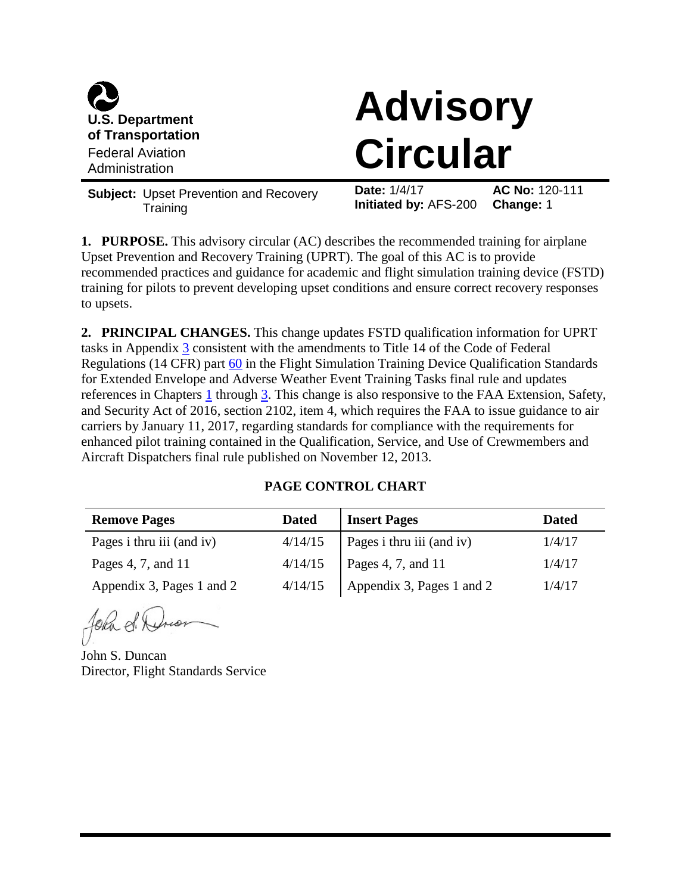U.S. Department of Transportation
Federal Aviation Administration

# Advisory Circular

**Subject:** Upset Prevention and Recovery Training

**Date:** 1/4/17
**Initiated by:** AFS-200

**AC No:** 120-111
**Change:** 1

**1. PURPOSE.** This advisory circular (AC) describes the recommended training for airplane Upset Prevention and Recovery Training (UPRT). The goal of this AC is to provide recommended practices and guidance for academic and flight simulation training device (FSTD) training for pilots to prevent developing upset conditions and ensure correct recovery responses to upsets.

**2. PRINCIPAL CHANGES.** This change updates FSTD qualification information for UPRT tasks in Appendix 3 consistent with the amendments to Title 14 of the Code of Federal Regulations (14 CFR) part 60 in the Flight Simulation Training Device Qualification Standards for Extended Envelope and Adverse Weather Event Training Tasks final rule and updates references in Chapters 1 through 3. This change is also responsive to the FAA Extension, Safety, and Security Act of 2016, section 2102, item 4, which requires the FAA to issue guidance to air carriers by January 11, 2017, regarding standards for compliance with the requirements for enhanced pilot training contained in the Qualification, Service, and Use of Crewmembers and Aircraft Dispatchers final rule published on November 12, 2013.

**PAGE CONTROL CHART**

| Remove Pages | Dated | Insert Pages | Dated |
|---|---|---|---|
| Pages i thru iii (and iv) | 4/14/15 | Pages i thru iii (and iv) | 1/4/17 |
| Pages 4, 7, and 11 | 4/14/15 | Pages 4, 7, and 11 | 1/4/17 |
| Appendix 3, Pages 1 and 2 | 4/14/15 | Appendix 3, Pages 1 and 2 | 1/4/17 |

John S. Duncan
Director, Flight Standards Service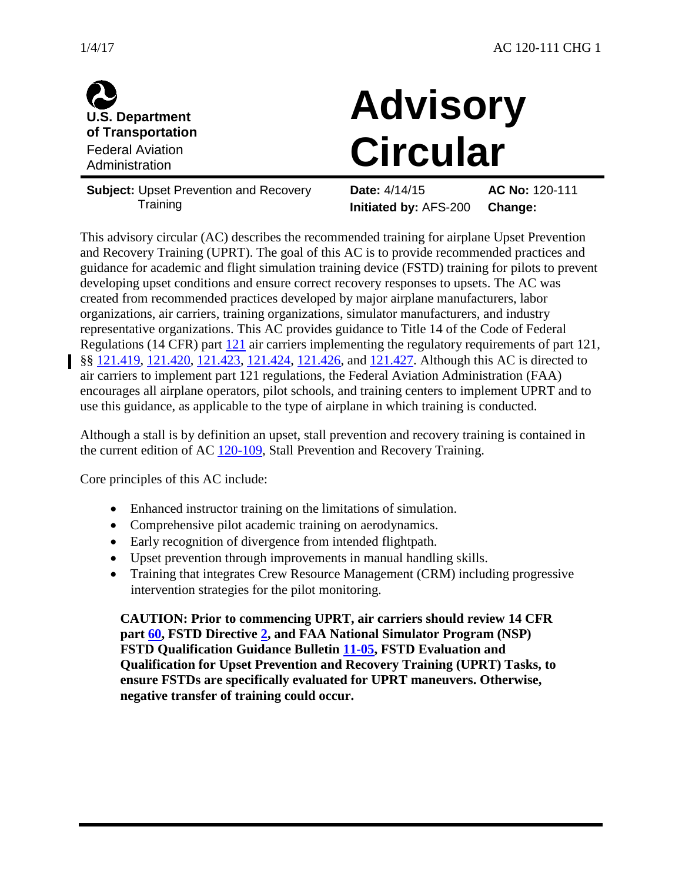U.S. Department of Transportation
Federal Aviation Administration

# Advisory Circular

**Subject:** Upset Prevention and Recovery Training

**Date:** 4/14/15
**Initiated by:** AFS-200

**AC No:** 120-111
**Change:**

This advisory circular (AC) describes the recommended training for airplane Upset Prevention and Recovery Training (UPRT). The goal of this AC is to provide recommended practices and guidance for academic and flight simulation training device (FSTD) training for pilots to prevent developing upset conditions and ensure correct recovery responses to upsets. The AC was created from recommended practices developed by major airplane manufacturers, labor organizations, air carriers, training organizations, simulator manufacturers, and industry representative organizations. This AC provides guidance to Title 14 of the Code of Federal Regulations (14 CFR) part 121 air carriers implementing the regulatory requirements of part 121, §§ 121.419, 121.420, 121.423, 121.424, 121.426, and 121.427. Although this AC is directed to air carriers to implement part 121 regulations, the Federal Aviation Administration (FAA) encourages all airplane operators, pilot schools, and training centers to implement UPRT and to use this guidance, as applicable to the type of airplane in which training is conducted.

Although a stall is by definition an upset, stall prevention and recovery training is contained in the current edition of AC 120-109, Stall Prevention and Recovery Training.

Core principles of this AC include:

- Enhanced instructor training on the limitations of simulation.
- Comprehensive pilot academic training on aerodynamics.
- Early recognition of divergence from intended flightpath.
- Upset prevention through improvements in manual handling skills.
- Training that integrates Crew Resource Management (CRM) including progressive intervention strategies for the pilot monitoring.

**CAUTION: Prior to commencing UPRT, air carriers should review 14 CFR part 60, FSTD Directive 2, and FAA National Simulator Program (NSP) FSTD Qualification Guidance Bulletin 11-05, FSTD Evaluation and Qualification for Upset Prevention and Recovery Training (UPRT) Tasks, to ensure FSTDs are specifically evaluated for UPRT maneuvers. Otherwise, negative transfer of training could occur.**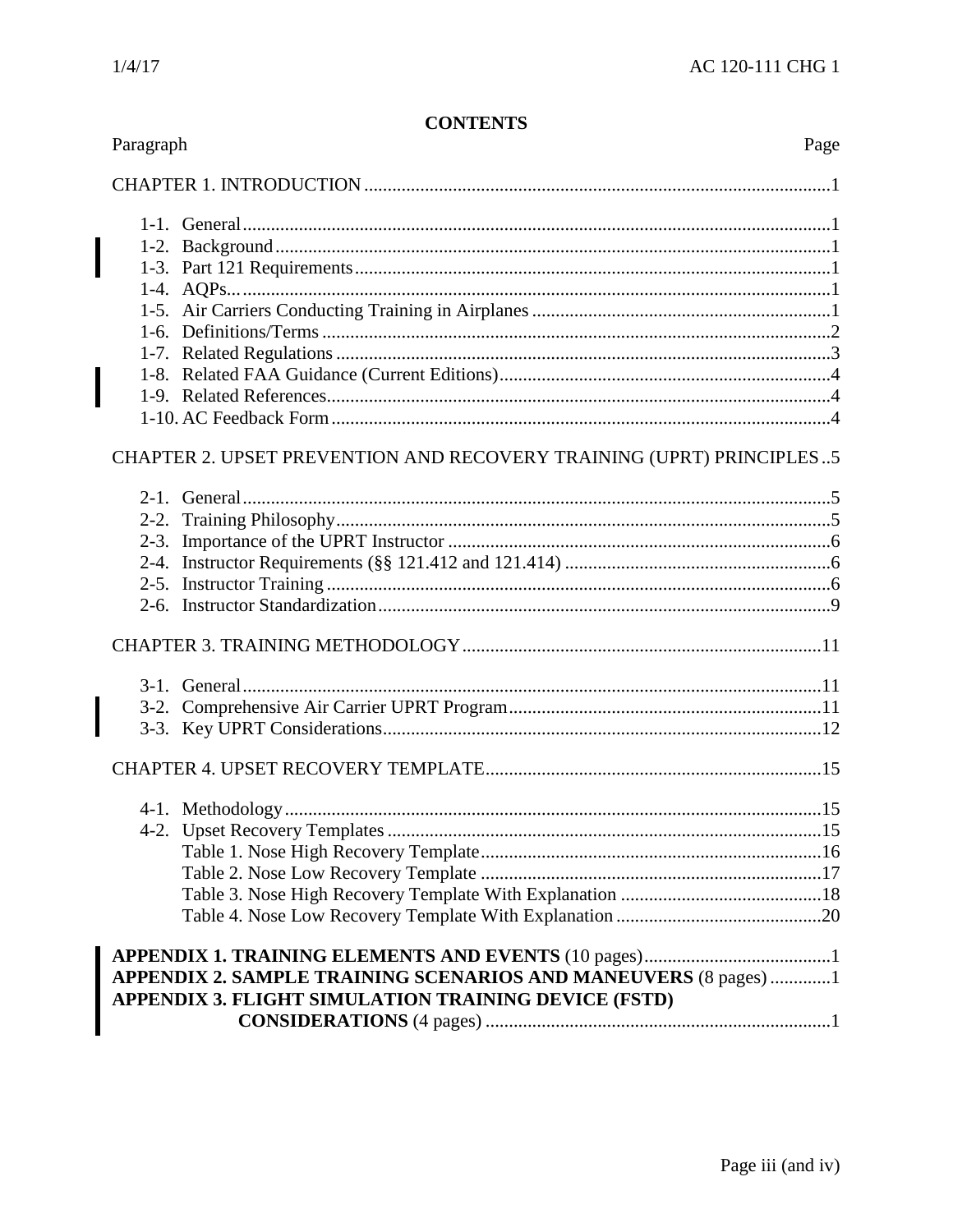# CONTENTS

| Paragraph | Page |
|---|---|
| CHAPTER 1. INTRODUCTION | 1 |
| 1-1. General | 1 |
| 1-2. Background | 1 |
| 1-3. Part 121 Requirements | 1 |
| 1-4. AQPs... | 1 |
| 1-5. Air Carriers Conducting Training in Airplanes | 1 |
| 1-6. Definitions/Terms | 2 |
| 1-7. Related Regulations | 3 |
| 1-8. Related FAA Guidance (Current Editions) | 4 |
| 1-9. Related References | 4 |
| 1-10. AC Feedback Form | 4 |
| CHAPTER 2. UPSET PREVENTION AND RECOVERY TRAINING (UPRT) PRINCIPLES | 5 |
| 2-1. General | 5 |
| 2-2. Training Philosophy | 5 |
| 2-3. Importance of the UPRT Instructor | 6 |
| 2-4. Instructor Requirements (§§ 121.412 and 121.414) | 6 |
| 2-5. Instructor Training | 6 |
| 2-6. Instructor Standardization | 9 |
| CHAPTER 3. TRAINING METHODOLOGY | 11 |
| 3-1. General | 11 |
| 3-2. Comprehensive Air Carrier UPRT Program | 11 |
| 3-3. Key UPRT Considerations | 12 |
| CHAPTER 4. UPSET RECOVERY TEMPLATE | 15 |
| 4-1. Methodology | 15 |
| 4-2. Upset Recovery Templates | 15 |
| Table 1. Nose High Recovery Template | 16 |
| Table 2. Nose Low Recovery Template | 17 |
| Table 3. Nose High Recovery Template With Explanation | 18 |
| Table 4. Nose Low Recovery Template With Explanation | 20 |
| **APPENDIX 1. TRAINING ELEMENTS AND EVENTS** (10 pages) | 1 |
| **APPENDIX 2. SAMPLE TRAINING SCENARIOS AND MANEUVERS** (8 pages) | 1 |
| **APPENDIX 3. FLIGHT SIMULATION TRAINING DEVICE (FSTD) CONSIDERATIONS** (4 pages) | 1 |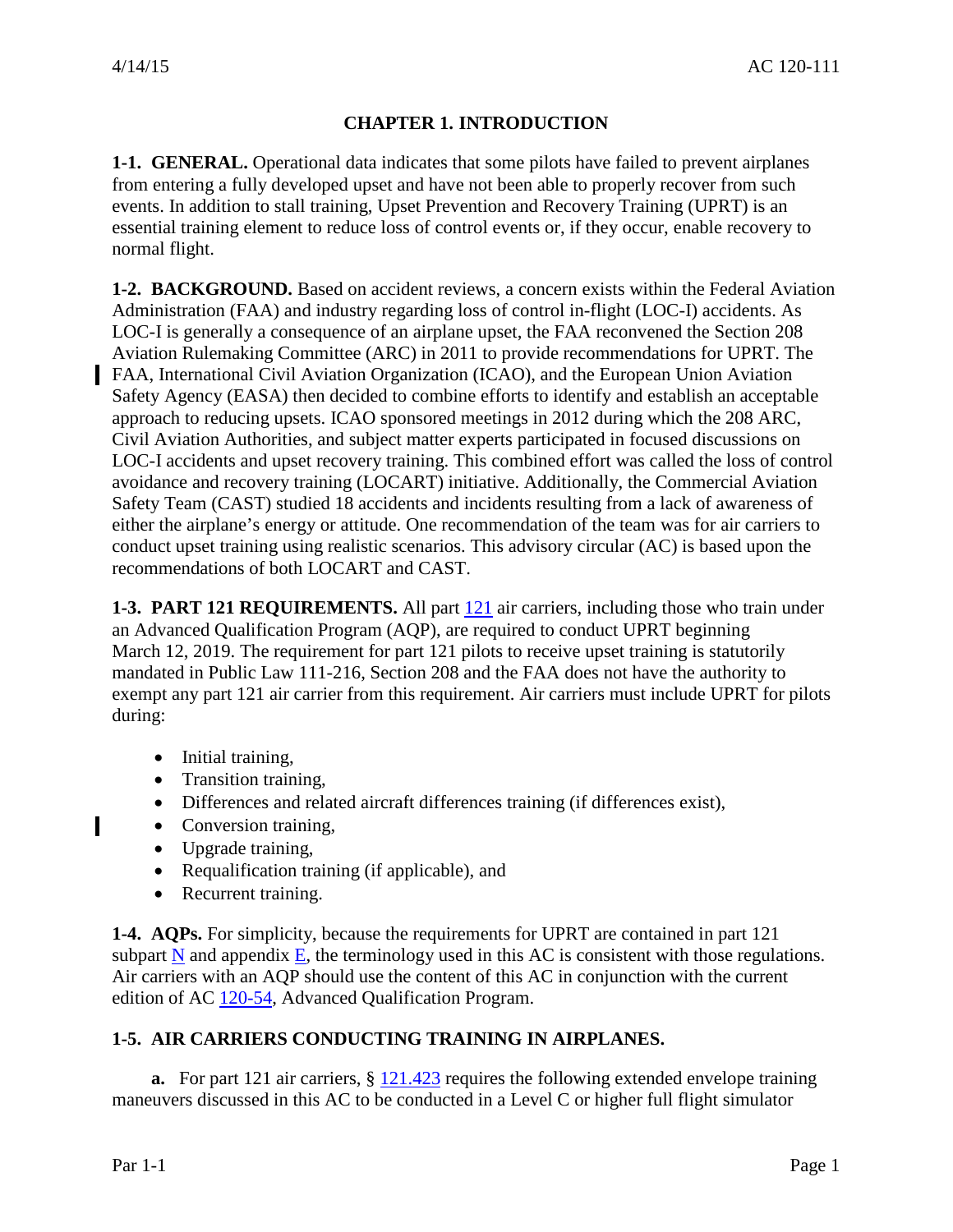# CHAPTER 1. INTRODUCTION

**1-1. GENERAL.** Operational data indicates that some pilots have failed to prevent airplanes from entering a fully developed upset and have not been able to properly recover from such events. In addition to stall training, Upset Prevention and Recovery Training (UPRT) is an essential training element to reduce loss of control events or, if they occur, enable recovery to normal flight.

**1-2. BACKGROUND.** Based on accident reviews, a concern exists within the Federal Aviation Administration (FAA) and industry regarding loss of control in-flight (LOC-I) accidents. As LOC-I is generally a consequence of an airplane upset, the FAA reconvened the Section 208 Aviation Rulemaking Committee (ARC) in 2011 to provide recommendations for UPRT. The FAA, International Civil Aviation Organization (ICAO), and the European Union Aviation Safety Agency (EASA) then decided to combine efforts to identify and establish an acceptable approach to reducing upsets. ICAO sponsored meetings in 2012 during which the 208 ARC, Civil Aviation Authorities, and subject matter experts participated in focused discussions on LOC-I accidents and upset recovery training. This combined effort was called the loss of control avoidance and recovery training (LOCART) initiative. Additionally, the Commercial Aviation Safety Team (CAST) studied 18 accidents and incidents resulting from a lack of awareness of either the airplane's energy or attitude. One recommendation of the team was for air carriers to conduct upset training using realistic scenarios. This advisory circular (AC) is based upon the recommendations of both LOCART and CAST.

**1-3. PART 121 REQUIREMENTS.** All part 121 air carriers, including those who train under an Advanced Qualification Program (AQP), are required to conduct UPRT beginning March 12, 2019. The requirement for part 121 pilots to receive upset training is statutorily mandated in Public Law 111-216, Section 208 and the FAA does not have the authority to exempt any part 121 air carrier from this requirement. Air carriers must include UPRT for pilots during:

- Initial training,
- Transition training,
- Differences and related aircraft differences training (if differences exist),
- Conversion training,
- Upgrade training,
- Requalification training (if applicable), and
- Recurrent training.

**1-4. AQPs.** For simplicity, because the requirements for UPRT are contained in part 121 subpart N and appendix E, the terminology used in this AC is consistent with those regulations. Air carriers with an AQP should use the content of this AC in conjunction with the current edition of AC 120-54, Advanced Qualification Program.

**1-5. AIR CARRIERS CONDUCTING TRAINING IN AIRPLANES.**

**a.** For part 121 air carriers, § 121.423 requires the following extended envelope training maneuvers discussed in this AC to be conducted in a Level C or higher full flight simulator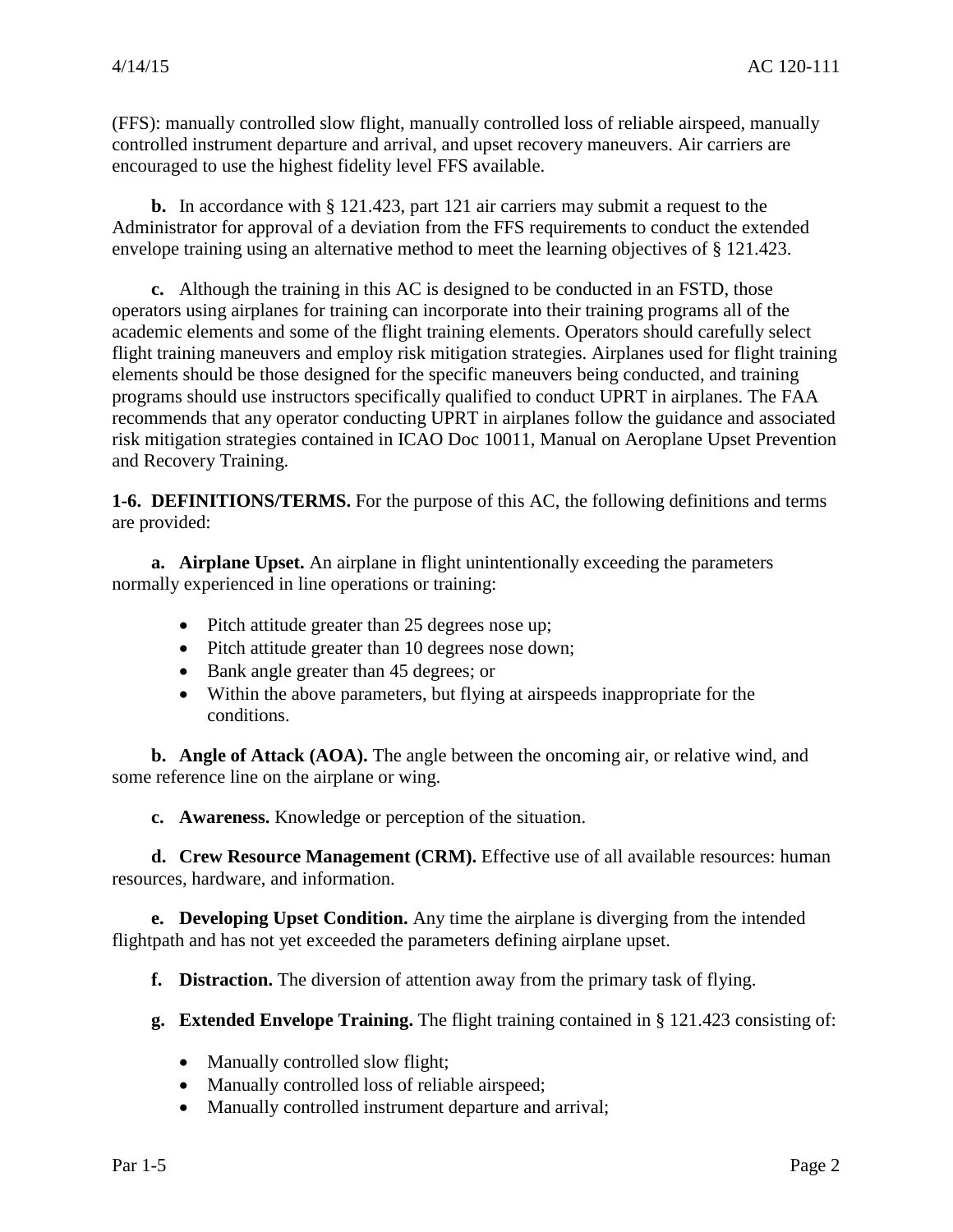(FFS): manually controlled slow flight, manually controlled loss of reliable airspeed, manually controlled instrument departure and arrival, and upset recovery maneuvers. Air carriers are encouraged to use the highest fidelity level FFS available.

**b.** In accordance with § 121.423, part 121 air carriers may submit a request to the Administrator for approval of a deviation from the FFS requirements to conduct the extended envelope training using an alternative method to meet the learning objectives of § 121.423.

**c.** Although the training in this AC is designed to be conducted in an FSTD, those operators using airplanes for training can incorporate into their training programs all of the academic elements and some of the flight training elements. Operators should carefully select flight training maneuvers and employ risk mitigation strategies. Airplanes used for flight training elements should be those designed for the specific maneuvers being conducted, and training programs should use instructors specifically qualified to conduct UPRT in airplanes. The FAA recommends that any operator conducting UPRT in airplanes follow the guidance and associated risk mitigation strategies contained in ICAO Doc 10011, Manual on Aeroplane Upset Prevention and Recovery Training.

**1-6. DEFINITIONS/TERMS.** For the purpose of this AC, the following definitions and terms are provided:

**a. Airplane Upset.** An airplane in flight unintentionally exceeding the parameters normally experienced in line operations or training:

- Pitch attitude greater than 25 degrees nose up;
- Pitch attitude greater than 10 degrees nose down;
- Bank angle greater than 45 degrees; or
- Within the above parameters, but flying at airspeeds inappropriate for the conditions.

**b. Angle of Attack (AOA).** The angle between the oncoming air, or relative wind, and some reference line on the airplane or wing.

**c. Awareness.** Knowledge or perception of the situation.

**d. Crew Resource Management (CRM).** Effective use of all available resources: human resources, hardware, and information.

**e. Developing Upset Condition.** Any time the airplane is diverging from the intended flightpath and has not yet exceeded the parameters defining airplane upset.

**f. Distraction.** The diversion of attention away from the primary task of flying.

**g. Extended Envelope Training.** The flight training contained in § 121.423 consisting of:

- Manually controlled slow flight;
- Manually controlled loss of reliable airspeed;
- Manually controlled instrument departure and arrival;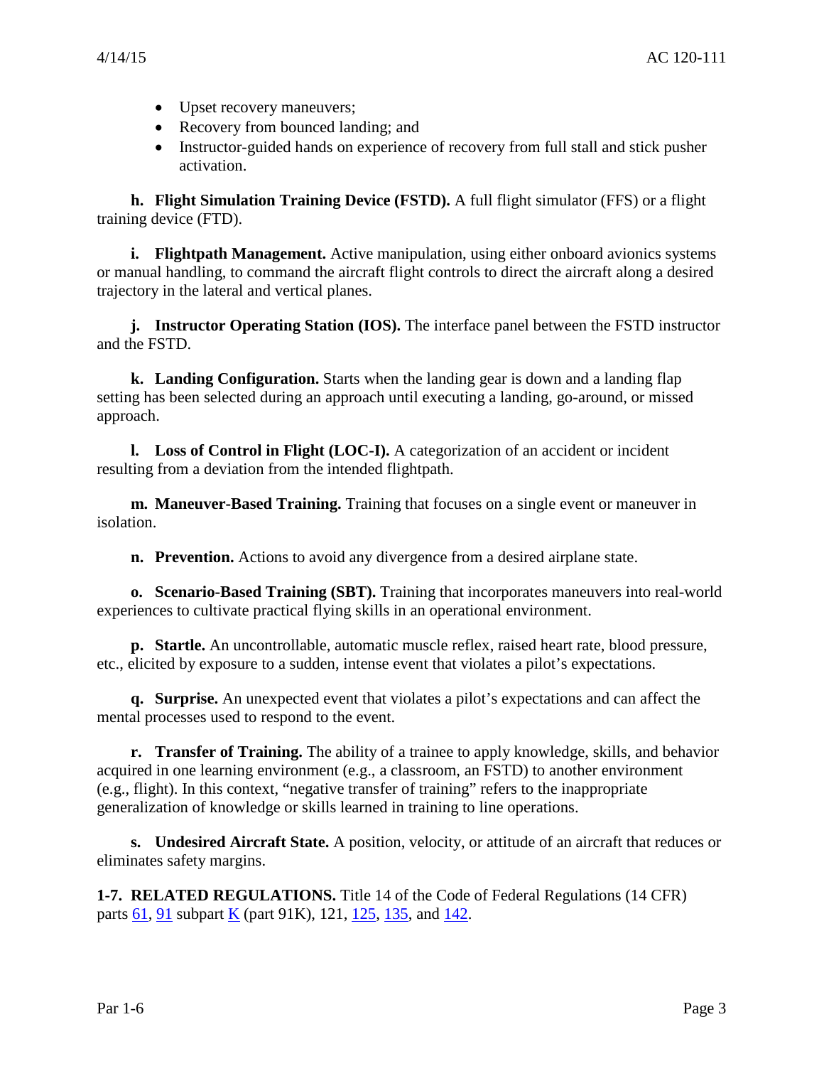- Upset recovery maneuvers;
- Recovery from bounced landing; and
- Instructor-guided hands on experience of recovery from full stall and stick pusher activation.

**h. Flight Simulation Training Device (FSTD).** A full flight simulator (FFS) or a flight training device (FTD).

**i. Flightpath Management.** Active manipulation, using either onboard avionics systems or manual handling, to command the aircraft flight controls to direct the aircraft along a desired trajectory in the lateral and vertical planes.

**j. Instructor Operating Station (IOS).** The interface panel between the FSTD instructor and the FSTD.

**k. Landing Configuration.** Starts when the landing gear is down and a landing flap setting has been selected during an approach until executing a landing, go-around, or missed approach.

**l. Loss of Control in Flight (LOC-I).** A categorization of an accident or incident resulting from a deviation from the intended flightpath.

**m. Maneuver-Based Training.** Training that focuses on a single event or maneuver in isolation.

**n. Prevention.** Actions to avoid any divergence from a desired airplane state.

**o. Scenario-Based Training (SBT).** Training that incorporates maneuvers into real-world experiences to cultivate practical flying skills in an operational environment.

**p. Startle.** An uncontrollable, automatic muscle reflex, raised heart rate, blood pressure, etc., elicited by exposure to a sudden, intense event that violates a pilot's expectations.

**q. Surprise.** An unexpected event that violates a pilot's expectations and can affect the mental processes used to respond to the event.

**r. Transfer of Training.** The ability of a trainee to apply knowledge, skills, and behavior acquired in one learning environment (e.g., a classroom, an FSTD) to another environment (e.g., flight). In this context, "negative transfer of training" refers to the inappropriate generalization of knowledge or skills learned in training to line operations.

**s. Undesired Aircraft State.** A position, velocity, or attitude of an aircraft that reduces or eliminates safety margins.

**1-7. RELATED REGULATIONS.** Title 14 of the Code of Federal Regulations (14 CFR) parts 61, 91 subpart K (part 91K), 121, 125, 135, and 142.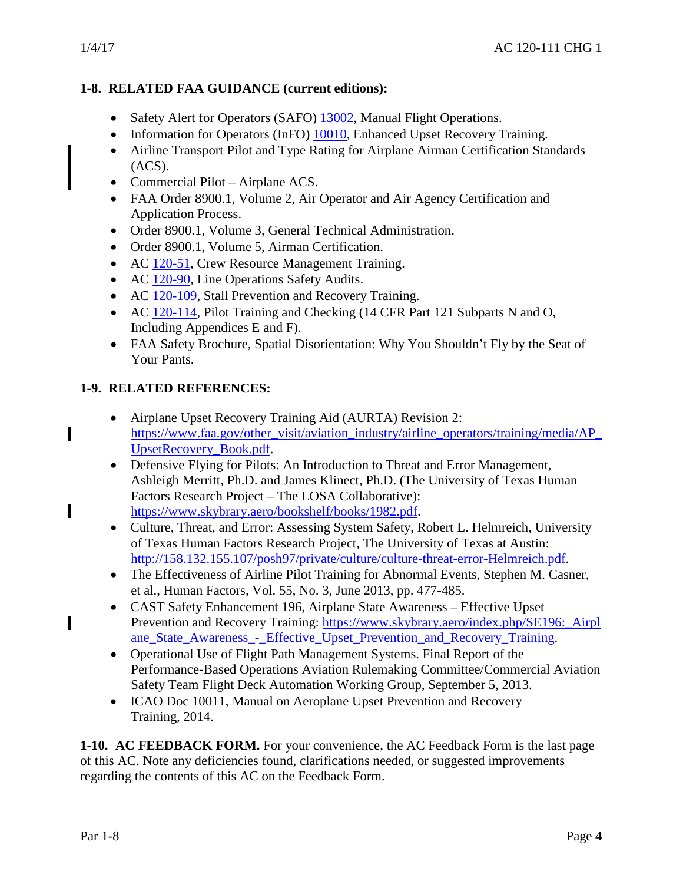**1-8. RELATED FAA GUIDANCE (current editions):**

- Safety Alert for Operators (SAFO) 13002, Manual Flight Operations.
- Information for Operators (InFO) 10010, Enhanced Upset Recovery Training.
- Airline Transport Pilot and Type Rating for Airplane Airman Certification Standards (ACS).
- Commercial Pilot – Airplane ACS.
- FAA Order 8900.1, Volume 2, Air Operator and Air Agency Certification and Application Process.
- Order 8900.1, Volume 3, General Technical Administration.
- Order 8900.1, Volume 5, Airman Certification.
- AC 120-51, Crew Resource Management Training.
- AC 120-90, Line Operations Safety Audits.
- AC 120-109, Stall Prevention and Recovery Training.
- AC 120-114, Pilot Training and Checking (14 CFR Part 121 Subparts N and O, Including Appendices E and F).
- FAA Safety Brochure, Spatial Disorientation: Why You Shouldn't Fly by the Seat of Your Pants.

**1-9. RELATED REFERENCES:**

- Airplane Upset Recovery Training Aid (AURTA) Revision 2: https://www.faa.gov/other_visit/aviation_industry/airline_operators/training/media/AP_UpsetRecovery_Book.pdf.
- Defensive Flying for Pilots: An Introduction to Threat and Error Management, Ashleigh Merritt, Ph.D. and James Klinect, Ph.D. (The University of Texas Human Factors Research Project – The LOSA Collaborative): https://www.skybrary.aero/bookshelf/books/1982.pdf.
- Culture, Threat, and Error: Assessing System Safety, Robert L. Helmreich, University of Texas Human Factors Research Project, The University of Texas at Austin: http://158.132.155.107/posh97/private/culture/culture-threat-error-Helmreich.pdf.
- The Effectiveness of Airline Pilot Training for Abnormal Events, Stephen M. Casner, et al., Human Factors, Vol. 55, No. 3, June 2013, pp. 477-485.
- CAST Safety Enhancement 196, Airplane State Awareness – Effective Upset Prevention and Recovery Training: https://www.skybrary.aero/index.php/SE196:_Airplane_State_Awareness_-_Effective_Upset_Prevention_and_Recovery_Training.
- Operational Use of Flight Path Management Systems. Final Report of the Performance-Based Operations Aviation Rulemaking Committee/Commercial Aviation Safety Team Flight Deck Automation Working Group, September 5, 2013.
- ICAO Doc 10011, Manual on Aeroplane Upset Prevention and Recovery Training, 2014.

**1-10. AC FEEDBACK FORM.** For your convenience, the AC Feedback Form is the last page of this AC. Note any deficiencies found, clarifications needed, or suggested improvements regarding the contents of this AC on the Feedback Form.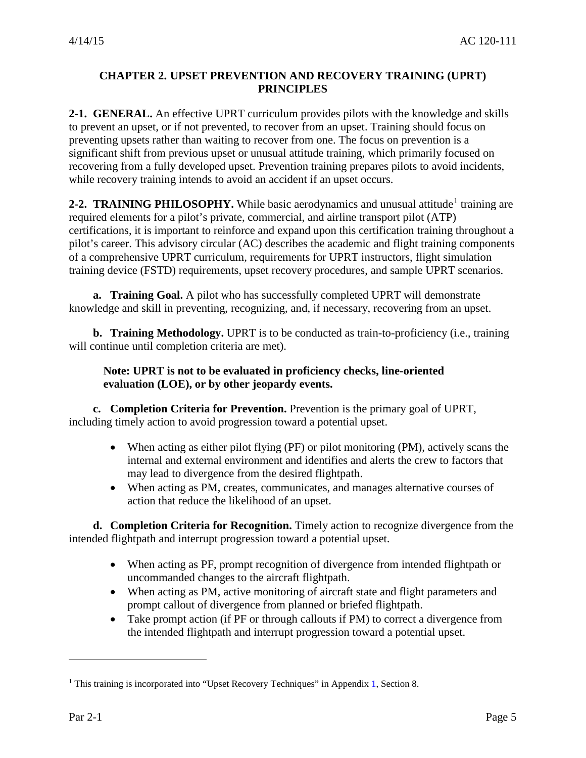## CHAPTER 2. UPSET PREVENTION AND RECOVERY TRAINING (UPRT) PRINCIPLES

**2-1. GENERAL.** An effective UPRT curriculum provides pilots with the knowledge and skills to prevent an upset, or if not prevented, to recover from an upset. Training should focus on preventing upsets rather than waiting to recover from one. The focus on prevention is a significant shift from previous upset or unusual attitude training, which primarily focused on recovering from a fully developed upset. Prevention training prepares pilots to avoid incidents, while recovery training intends to avoid an accident if an upset occurs.

**2-2. TRAINING PHILOSOPHY.** While basic aerodynamics and unusual attitude[1] training are required elements for a pilot's private, commercial, and airline transport pilot (ATP) certifications, it is important to reinforce and expand upon this certification training throughout a pilot's career. This advisory circular (AC) describes the academic and flight training components of a comprehensive UPRT curriculum, requirements for UPRT instructors, flight simulation training device (FSTD) requirements, upset recovery procedures, and sample UPRT scenarios.

**a. Training Goal.** A pilot who has successfully completed UPRT will demonstrate knowledge and skill in preventing, recognizing, and, if necessary, recovering from an upset.

**b. Training Methodology.** UPRT is to be conducted as train-to-proficiency (i.e., training will continue until completion criteria are met).

**Note: UPRT is not to be evaluated in proficiency checks, line-oriented evaluation (LOE), or by other jeopardy events.**

**c. Completion Criteria for Prevention.** Prevention is the primary goal of UPRT, including timely action to avoid progression toward a potential upset.

- When acting as either pilot flying (PF) or pilot monitoring (PM), actively scans the internal and external environment and identifies and alerts the crew to factors that may lead to divergence from the desired flightpath.
- When acting as PM, creates, communicates, and manages alternative courses of action that reduce the likelihood of an upset.

**d. Completion Criteria for Recognition.** Timely action to recognize divergence from the intended flightpath and interrupt progression toward a potential upset.

- When acting as PF, prompt recognition of divergence from intended flightpath or uncommanded changes to the aircraft flightpath.
- When acting as PM, active monitoring of aircraft state and flight parameters and prompt callout of divergence from planned or briefed flightpath.
- Take prompt action (if PF or through callouts if PM) to correct a divergence from the intended flightpath and interrupt progression toward a potential upset.

---

[1] This training is incorporated into "Upset Recovery Techniques" in Appendix 1, Section 8.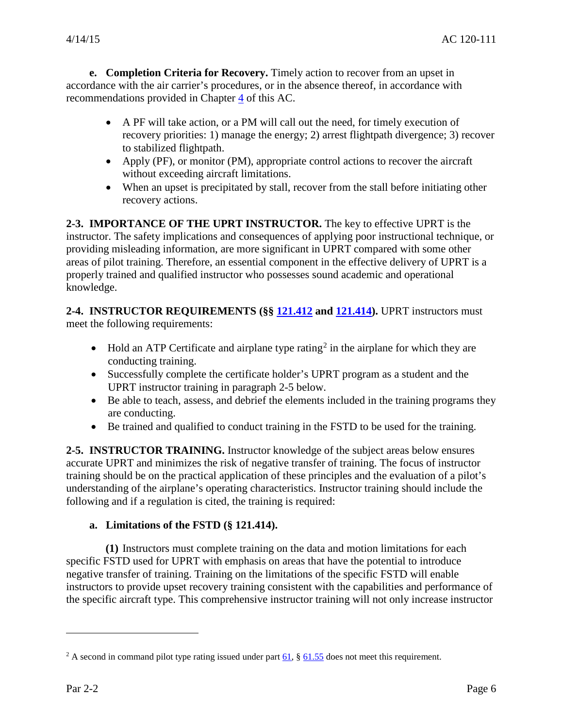**e. Completion Criteria for Recovery.** Timely action to recover from an upset in accordance with the air carrier's procedures, or in the absence thereof, in accordance with recommendations provided in Chapter 4 of this AC.

- A PF will take action, or a PM will call out the need, for timely execution of recovery priorities: 1) manage the energy; 2) arrest flightpath divergence; 3) recover to stabilized flightpath.
- Apply (PF), or monitor (PM), appropriate control actions to recover the aircraft without exceeding aircraft limitations.
- When an upset is precipitated by stall, recover from the stall before initiating other recovery actions.

**2-3. IMPORTANCE OF THE UPRT INSTRUCTOR.** The key to effective UPRT is the instructor. The safety implications and consequences of applying poor instructional technique, or providing misleading information, are more significant in UPRT compared with some other areas of pilot training. Therefore, an essential component in the effective delivery of UPRT is a properly trained and qualified instructor who possesses sound academic and operational knowledge.

**2-4. INSTRUCTOR REQUIREMENTS (§§ 121.412 and 121.414).** UPRT instructors must meet the following requirements:

- Hold an ATP Certificate and airplane type rating[2] in the airplane for which they are conducting training.
- Successfully complete the certificate holder's UPRT program as a student and the UPRT instructor training in paragraph 2-5 below.
- Be able to teach, assess, and debrief the elements included in the training programs they are conducting.
- Be trained and qualified to conduct training in the FSTD to be used for the training.

**2-5. INSTRUCTOR TRAINING.** Instructor knowledge of the subject areas below ensures accurate UPRT and minimizes the risk of negative transfer of training. The focus of instructor training should be on the practical application of these principles and the evaluation of a pilot's understanding of the airplane's operating characteristics. Instructor training should include the following and if a regulation is cited, the training is required:

**a. Limitations of the FSTD (§ 121.414).**

**(1)** Instructors must complete training on the data and motion limitations for each specific FSTD used for UPRT with emphasis on areas that have the potential to introduce negative transfer of training. Training on the limitations of the specific FSTD will enable instructors to provide upset recovery training consistent with the capabilities and performance of the specific aircraft type. This comprehensive instructor training will not only increase instructor

[2] A second in command pilot type rating issued under part 61, § 61.55 does not meet this requirement.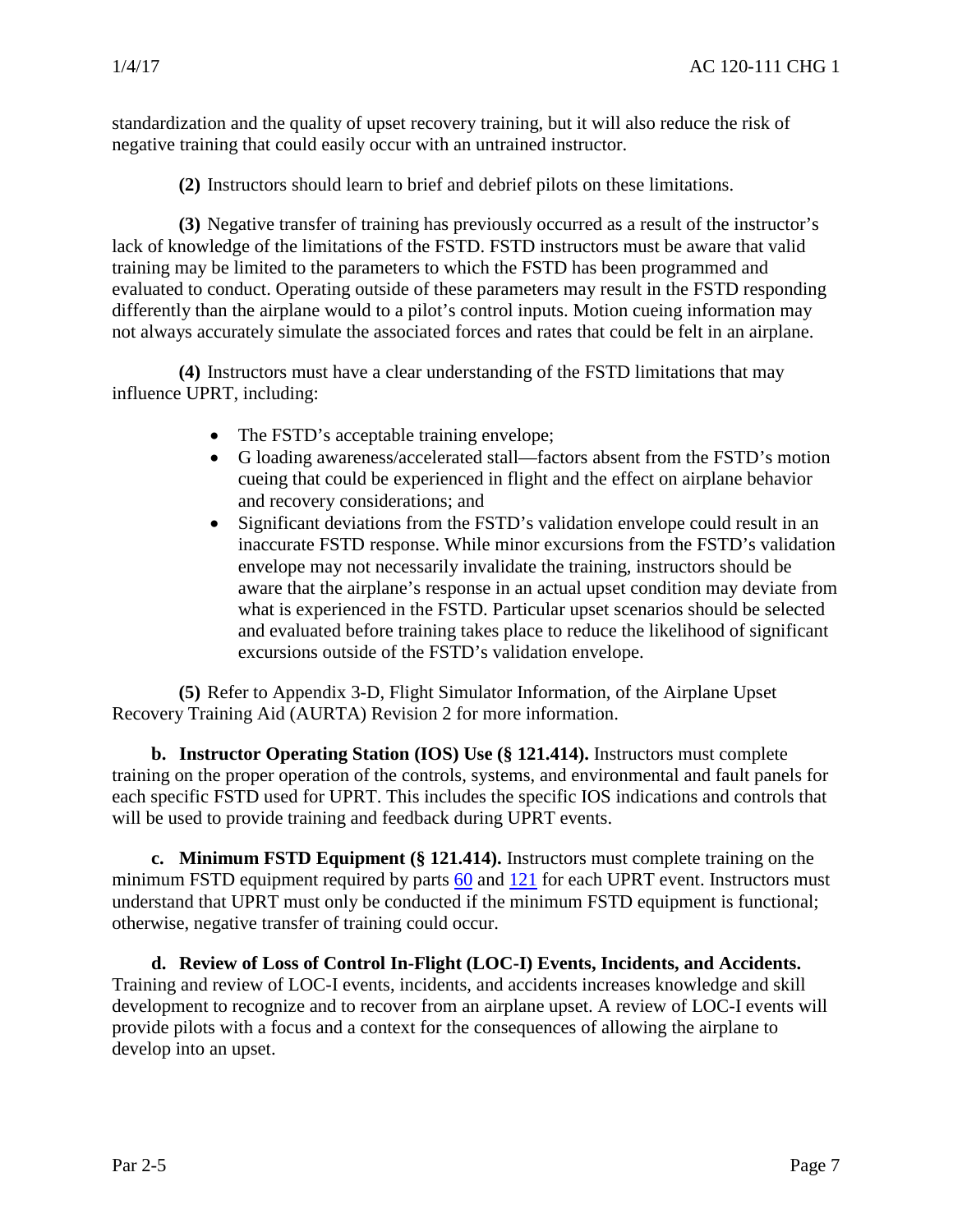standardization and the quality of upset recovery training, but it will also reduce the risk of negative training that could easily occur with an untrained instructor.

**(2)** Instructors should learn to brief and debrief pilots on these limitations.

**(3)** Negative transfer of training has previously occurred as a result of the instructor's lack of knowledge of the limitations of the FSTD. FSTD instructors must be aware that valid training may be limited to the parameters to which the FSTD has been programmed and evaluated to conduct. Operating outside of these parameters may result in the FSTD responding differently than the airplane would to a pilot's control inputs. Motion cueing information may not always accurately simulate the associated forces and rates that could be felt in an airplane.

**(4)** Instructors must have a clear understanding of the FSTD limitations that may influence UPRT, including:

- The FSTD's acceptable training envelope;
- G loading awareness/accelerated stall—factors absent from the FSTD's motion cueing that could be experienced in flight and the effect on airplane behavior and recovery considerations; and
- Significant deviations from the FSTD's validation envelope could result in an inaccurate FSTD response. While minor excursions from the FSTD's validation envelope may not necessarily invalidate the training, instructors should be aware that the airplane's response in an actual upset condition may deviate from what is experienced in the FSTD. Particular upset scenarios should be selected and evaluated before training takes place to reduce the likelihood of significant excursions outside of the FSTD's validation envelope.

**(5)** Refer to Appendix 3-D, Flight Simulator Information, of the Airplane Upset Recovery Training Aid (AURTA) Revision 2 for more information.

**b. Instructor Operating Station (IOS) Use (§ 121.414).** Instructors must complete training on the proper operation of the controls, systems, and environmental and fault panels for each specific FSTD used for UPRT. This includes the specific IOS indications and controls that will be used to provide training and feedback during UPRT events.

**c. Minimum FSTD Equipment (§ 121.414).** Instructors must complete training on the minimum FSTD equipment required by parts 60 and 121 for each UPRT event. Instructors must understand that UPRT must only be conducted if the minimum FSTD equipment is functional; otherwise, negative transfer of training could occur.

**d. Review of Loss of Control In-Flight (LOC-I) Events, Incidents, and Accidents.** Training and review of LOC-I events, incidents, and accidents increases knowledge and skill development to recognize and to recover from an airplane upset. A review of LOC-I events will provide pilots with a focus and a context for the consequences of allowing the airplane to develop into an upset.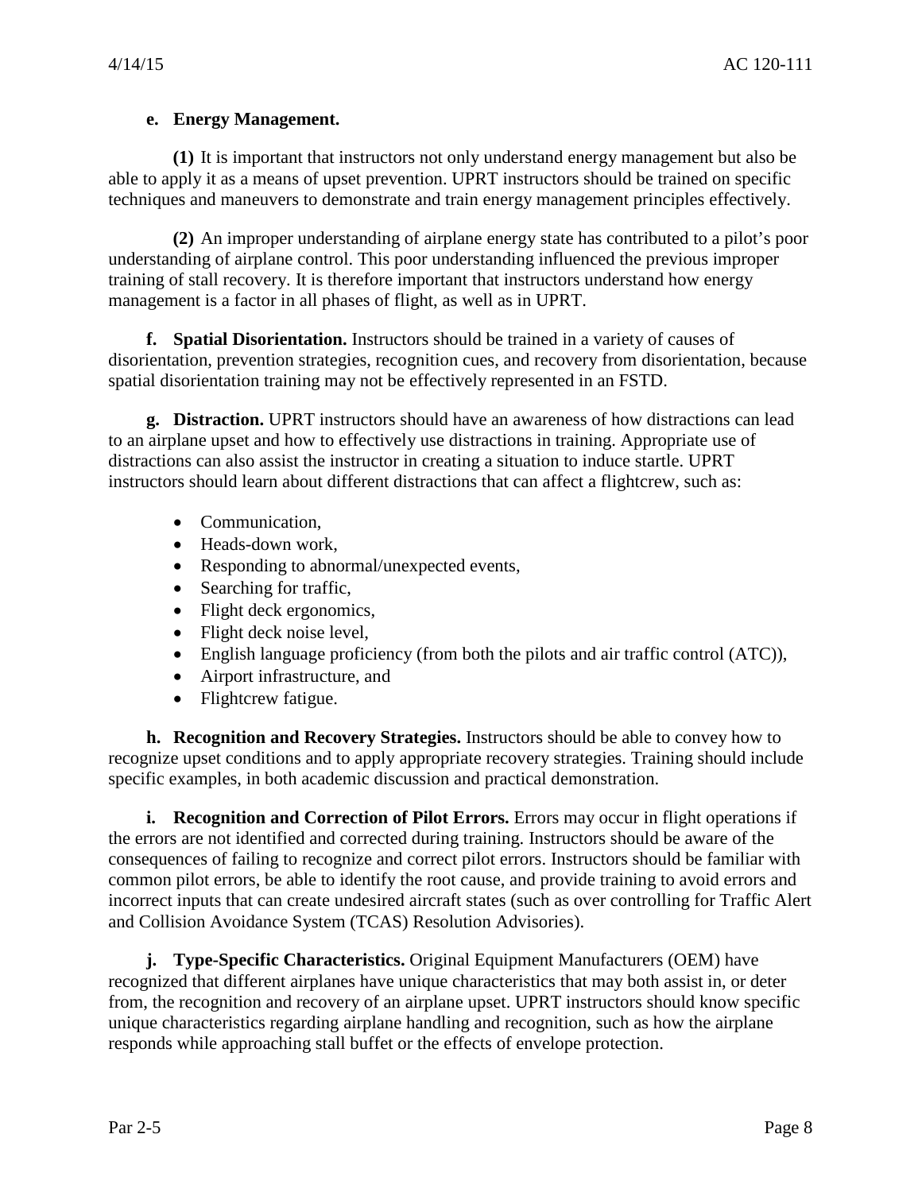**e. Energy Management.**

**(1)** It is important that instructors not only understand energy management but also be able to apply it as a means of upset prevention. UPRT instructors should be trained on specific techniques and maneuvers to demonstrate and train energy management principles effectively.

**(2)** An improper understanding of airplane energy state has contributed to a pilot's poor understanding of airplane control. This poor understanding influenced the previous improper training of stall recovery. It is therefore important that instructors understand how energy management is a factor in all phases of flight, as well as in UPRT.

**f. Spatial Disorientation.** Instructors should be trained in a variety of causes of disorientation, prevention strategies, recognition cues, and recovery from disorientation, because spatial disorientation training may not be effectively represented in an FSTD.

**g. Distraction.** UPRT instructors should have an awareness of how distractions can lead to an airplane upset and how to effectively use distractions in training. Appropriate use of distractions can also assist the instructor in creating a situation to induce startle. UPRT instructors should learn about different distractions that can affect a flightcrew, such as:

- Communication,
- Heads-down work,
- Responding to abnormal/unexpected events,
- Searching for traffic,
- Flight deck ergonomics,
- Flight deck noise level,
- English language proficiency (from both the pilots and air traffic control (ATC)),
- Airport infrastructure, and
- Flightcrew fatigue.

**h. Recognition and Recovery Strategies.** Instructors should be able to convey how to recognize upset conditions and to apply appropriate recovery strategies. Training should include specific examples, in both academic discussion and practical demonstration.

**i. Recognition and Correction of Pilot Errors.** Errors may occur in flight operations if the errors are not identified and corrected during training. Instructors should be aware of the consequences of failing to recognize and correct pilot errors. Instructors should be familiar with common pilot errors, be able to identify the root cause, and provide training to avoid errors and incorrect inputs that can create undesired aircraft states (such as over controlling for Traffic Alert and Collision Avoidance System (TCAS) Resolution Advisories).

**j. Type-Specific Characteristics.** Original Equipment Manufacturers (OEM) have recognized that different airplanes have unique characteristics that may both assist in, or deter from, the recognition and recovery of an airplane upset. UPRT instructors should know specific unique characteristics regarding airplane handling and recognition, such as how the airplane responds while approaching stall buffet or the effects of envelope protection.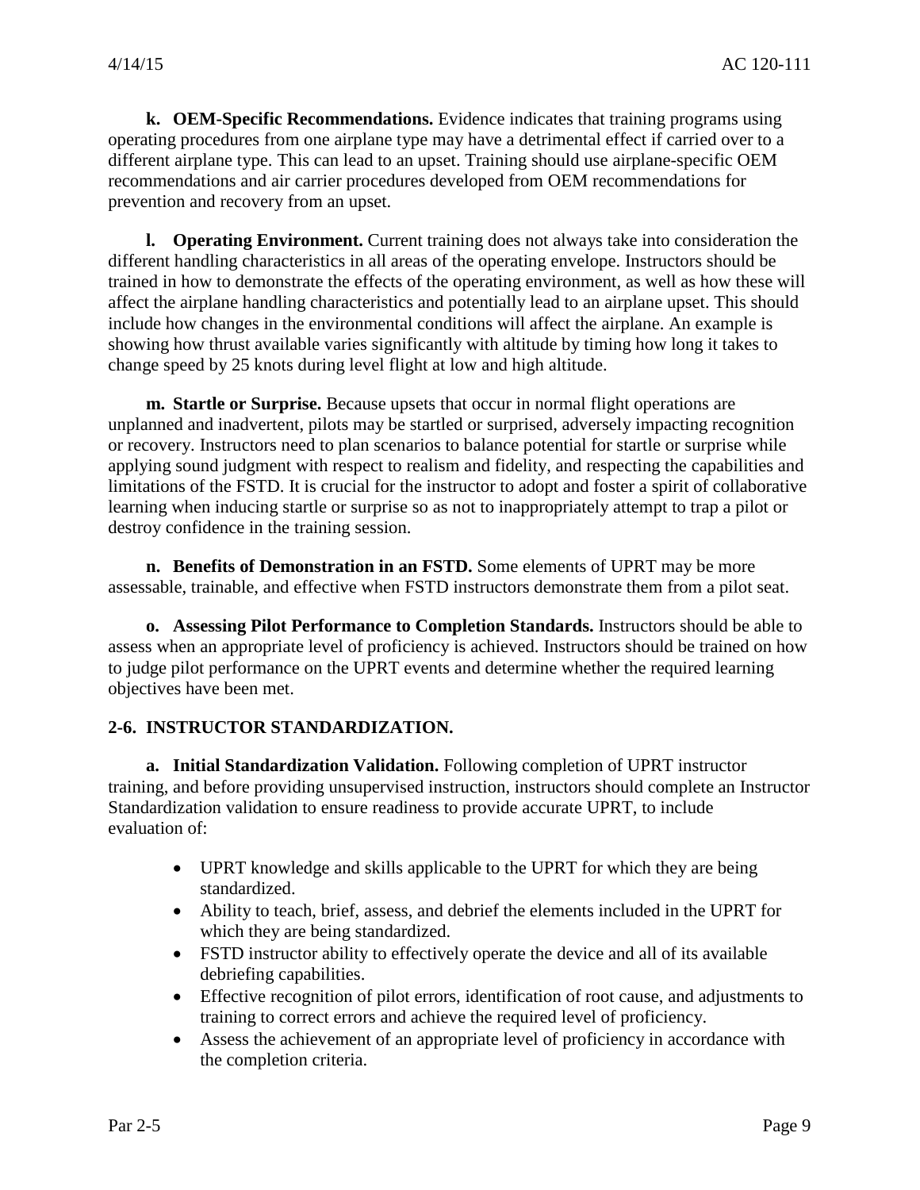**k. OEM-Specific Recommendations.** Evidence indicates that training programs using operating procedures from one airplane type may have a detrimental effect if carried over to a different airplane type. This can lead to an upset. Training should use airplane-specific OEM recommendations and air carrier procedures developed from OEM recommendations for prevention and recovery from an upset.

**l. Operating Environment.** Current training does not always take into consideration the different handling characteristics in all areas of the operating envelope. Instructors should be trained in how to demonstrate the effects of the operating environment, as well as how these will affect the airplane handling characteristics and potentially lead to an airplane upset. This should include how changes in the environmental conditions will affect the airplane. An example is showing how thrust available varies significantly with altitude by timing how long it takes to change speed by 25 knots during level flight at low and high altitude.

**m. Startle or Surprise.** Because upsets that occur in normal flight operations are unplanned and inadvertent, pilots may be startled or surprised, adversely impacting recognition or recovery. Instructors need to plan scenarios to balance potential for startle or surprise while applying sound judgment with respect to realism and fidelity, and respecting the capabilities and limitations of the FSTD. It is crucial for the instructor to adopt and foster a spirit of collaborative learning when inducing startle or surprise so as not to inappropriately attempt to trap a pilot or destroy confidence in the training session.

**n. Benefits of Demonstration in an FSTD.** Some elements of UPRT may be more assessable, trainable, and effective when FSTD instructors demonstrate them from a pilot seat.

**o. Assessing Pilot Performance to Completion Standards.** Instructors should be able to assess when an appropriate level of proficiency is achieved. Instructors should be trained on how to judge pilot performance on the UPRT events and determine whether the required learning objectives have been met.

## 2-6. INSTRUCTOR STANDARDIZATION.

**a. Initial Standardization Validation.** Following completion of UPRT instructor training, and before providing unsupervised instruction, instructors should complete an Instructor Standardization validation to ensure readiness to provide accurate UPRT, to include evaluation of:

- UPRT knowledge and skills applicable to the UPRT for which they are being standardized.
- Ability to teach, brief, assess, and debrief the elements included in the UPRT for which they are being standardized.
- FSTD instructor ability to effectively operate the device and all of its available debriefing capabilities.
- Effective recognition of pilot errors, identification of root cause, and adjustments to training to correct errors and achieve the required level of proficiency.
- Assess the achievement of an appropriate level of proficiency in accordance with the completion criteria.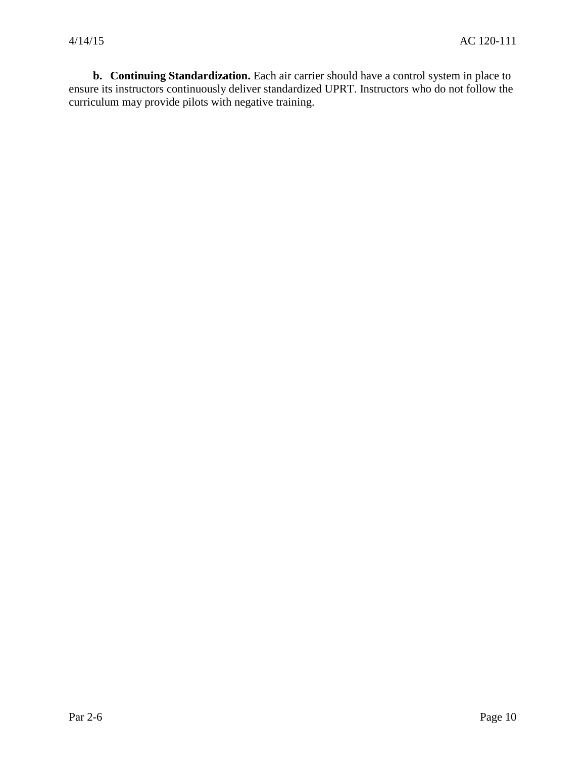**b. Continuing Standardization.** Each air carrier should have a control system in place to ensure its instructors continuously deliver standardized UPRT. Instructors who do not follow the curriculum may provide pilots with negative training.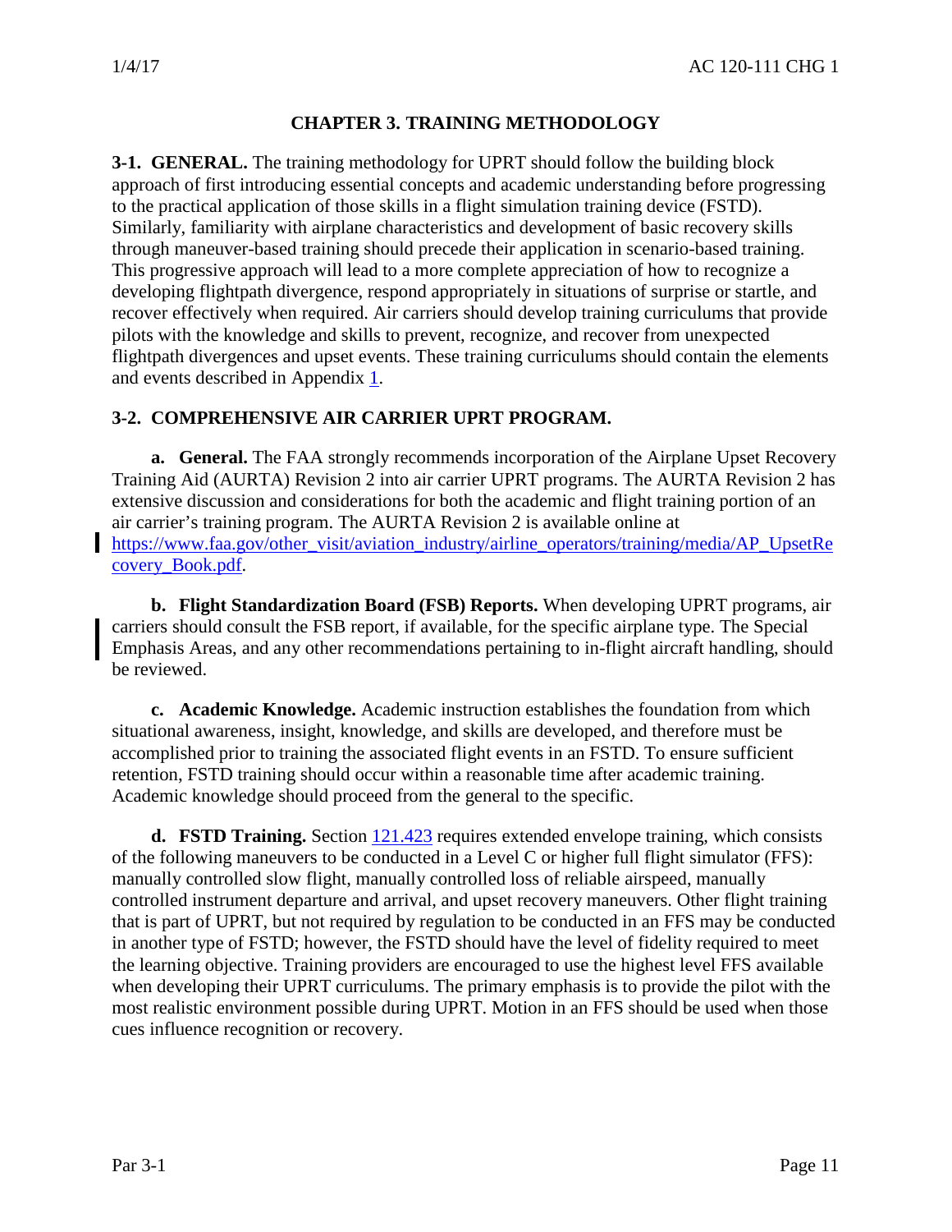# CHAPTER 3. TRAINING METHODOLOGY

**3-1. GENERAL.** The training methodology for UPRT should follow the building block approach of first introducing essential concepts and academic understanding before progressing to the practical application of those skills in a flight simulation training device (FSTD). Similarly, familiarity with airplane characteristics and development of basic recovery skills through maneuver-based training should precede their application in scenario-based training. This progressive approach will lead to a more complete appreciation of how to recognize a developing flightpath divergence, respond appropriately in situations of surprise or startle, and recover effectively when required. Air carriers should develop training curriculums that provide pilots with the knowledge and skills to prevent, recognize, and recover from unexpected flightpath divergences and upset events. These training curriculums should contain the elements and events described in Appendix 1.

## 3-2. COMPREHENSIVE AIR CARRIER UPRT PROGRAM.

**a. General.** The FAA strongly recommends incorporation of the Airplane Upset Recovery Training Aid (AURTA) Revision 2 into air carrier UPRT programs. The AURTA Revision 2 has extensive discussion and considerations for both the academic and flight training portion of an air carrier's training program. The AURTA Revision 2 is available online at https://www.faa.gov/other_visit/aviation_industry/airline_operators/training/media/AP_UpsetRecovery_Book.pdf.

**b. Flight Standardization Board (FSB) Reports.** When developing UPRT programs, air carriers should consult the FSB report, if available, for the specific airplane type. The Special Emphasis Areas, and any other recommendations pertaining to in-flight aircraft handling, should be reviewed.

**c. Academic Knowledge.** Academic instruction establishes the foundation from which situational awareness, insight, knowledge, and skills are developed, and therefore must be accomplished prior to training the associated flight events in an FSTD. To ensure sufficient retention, FSTD training should occur within a reasonable time after academic training. Academic knowledge should proceed from the general to the specific.

**d. FSTD Training.** Section 121.423 requires extended envelope training, which consists of the following maneuvers to be conducted in a Level C or higher full flight simulator (FFS): manually controlled slow flight, manually controlled loss of reliable airspeed, manually controlled instrument departure and arrival, and upset recovery maneuvers. Other flight training that is part of UPRT, but not required by regulation to be conducted in an FFS may be conducted in another type of FSTD; however, the FSTD should have the level of fidelity required to meet the learning objective. Training providers are encouraged to use the highest level FFS available when developing their UPRT curriculums. The primary emphasis is to provide the pilot with the most realistic environment possible during UPRT. Motion in an FFS should be used when those cues influence recognition or recovery.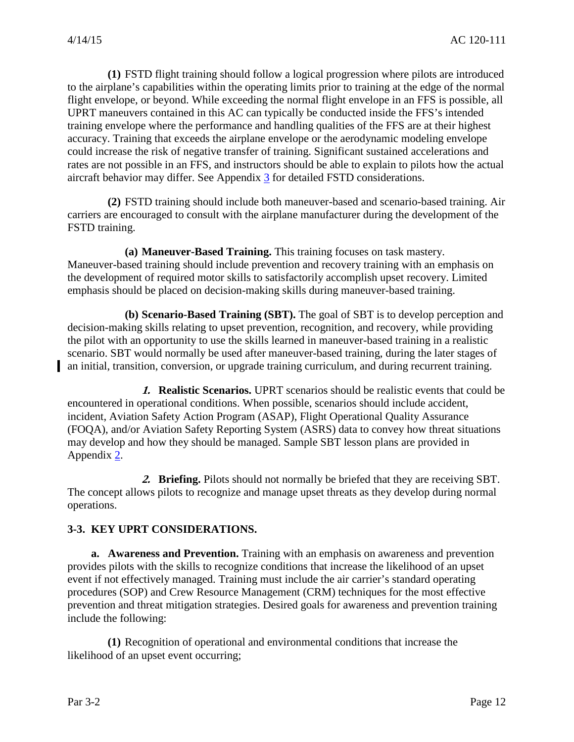**(1)** FSTD flight training should follow a logical progression where pilots are introduced to the airplane's capabilities within the operating limits prior to training at the edge of the normal flight envelope, or beyond. While exceeding the normal flight envelope in an FFS is possible, all UPRT maneuvers contained in this AC can typically be conducted inside the FFS's intended training envelope where the performance and handling qualities of the FFS are at their highest accuracy. Training that exceeds the airplane envelope or the aerodynamic modeling envelope could increase the risk of negative transfer of training. Significant sustained accelerations and rates are not possible in an FFS, and instructors should be able to explain to pilots how the actual aircraft behavior may differ. See Appendix 3 for detailed FSTD considerations.

**(2)** FSTD training should include both maneuver-based and scenario-based training. Air carriers are encouraged to consult with the airplane manufacturer during the development of the FSTD training.

**(a) Maneuver-Based Training.** This training focuses on task mastery. Maneuver-based training should include prevention and recovery training with an emphasis on the development of required motor skills to satisfactorily accomplish upset recovery. Limited emphasis should be placed on decision-making skills during maneuver-based training.

**(b) Scenario-Based Training (SBT).** The goal of SBT is to develop perception and decision-making skills relating to upset prevention, recognition, and recovery, while providing the pilot with an opportunity to use the skills learned in maneuver-based training in a realistic scenario. SBT would normally be used after maneuver-based training, during the later stages of an initial, transition, conversion, or upgrade training curriculum, and during recurrent training.

***1.*** **Realistic Scenarios.** UPRT scenarios should be realistic events that could be encountered in operational conditions. When possible, scenarios should include accident, incident, Aviation Safety Action Program (ASAP), Flight Operational Quality Assurance (FOQA), and/or Aviation Safety Reporting System (ASRS) data to convey how threat situations may develop and how they should be managed. Sample SBT lesson plans are provided in Appendix 2.

***2.*** **Briefing.** Pilots should not normally be briefed that they are receiving SBT. The concept allows pilots to recognize and manage upset threats as they develop during normal operations.

## 3-3. KEY UPRT CONSIDERATIONS.

**a. Awareness and Prevention.** Training with an emphasis on awareness and prevention provides pilots with the skills to recognize conditions that increase the likelihood of an upset event if not effectively managed. Training must include the air carrier's standard operating procedures (SOP) and Crew Resource Management (CRM) techniques for the most effective prevention and threat mitigation strategies. Desired goals for awareness and prevention training include the following:

**(1)** Recognition of operational and environmental conditions that increase the likelihood of an upset event occurring;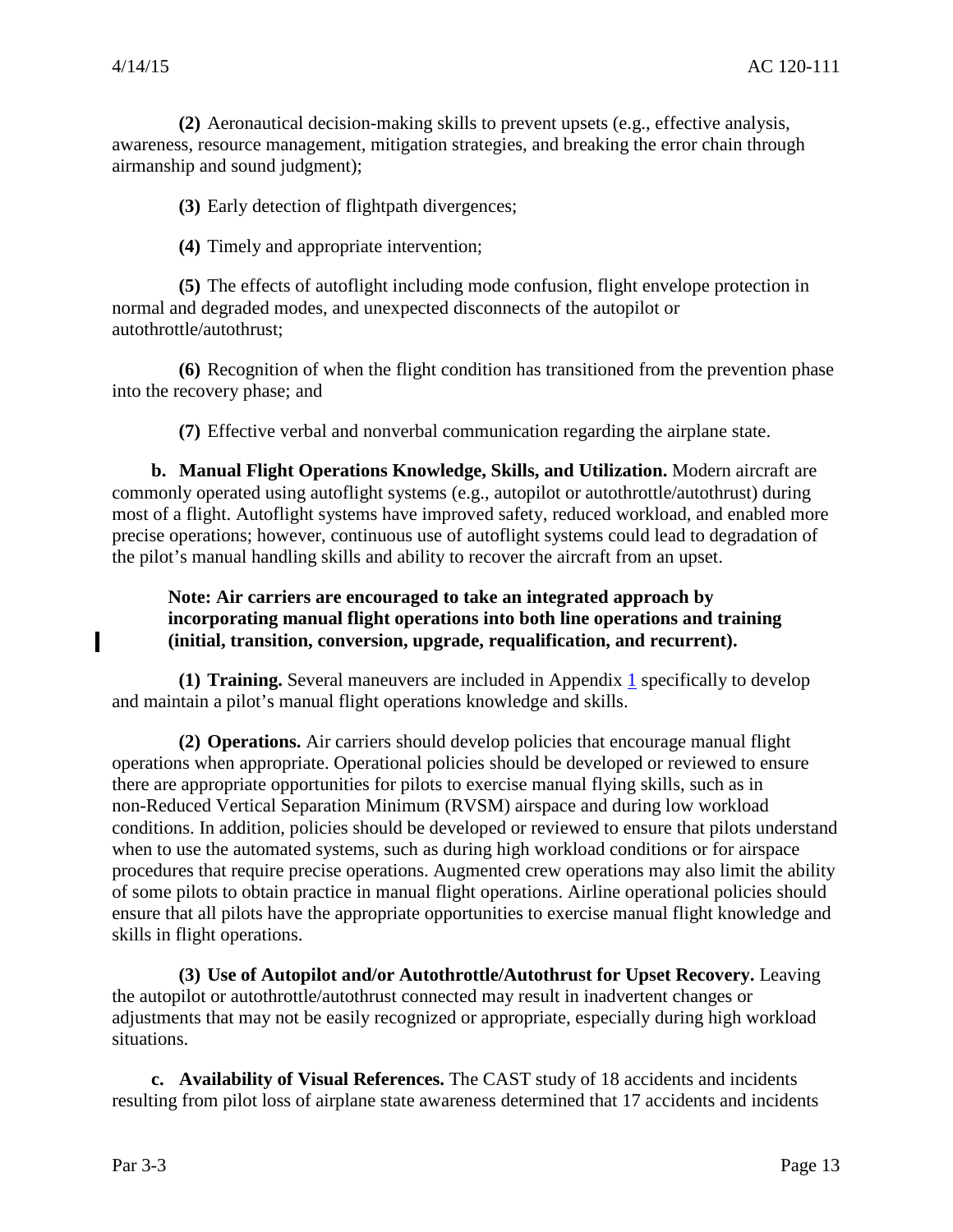**(2)** Aeronautical decision-making skills to prevent upsets (e.g., effective analysis, awareness, resource management, mitigation strategies, and breaking the error chain through airmanship and sound judgment);

**(3)** Early detection of flightpath divergences;

**(4)** Timely and appropriate intervention;

**(5)** The effects of autoflight including mode confusion, flight envelope protection in normal and degraded modes, and unexpected disconnects of the autopilot or autothrottle/autothrust;

**(6)** Recognition of when the flight condition has transitioned from the prevention phase into the recovery phase; and

**(7)** Effective verbal and nonverbal communication regarding the airplane state.

**b. Manual Flight Operations Knowledge, Skills, and Utilization.** Modern aircraft are commonly operated using autoflight systems (e.g., autopilot or autothrottle/autothrust) during most of a flight. Autoflight systems have improved safety, reduced workload, and enabled more precise operations; however, continuous use of autoflight systems could lead to degradation of the pilot's manual handling skills and ability to recover the aircraft from an upset.

**Note: Air carriers are encouraged to take an integrated approach by incorporating manual flight operations into both line operations and training (initial, transition, conversion, upgrade, requalification, and recurrent).**

**(1) Training.** Several maneuvers are included in Appendix 1 specifically to develop and maintain a pilot's manual flight operations knowledge and skills.

**(2) Operations.** Air carriers should develop policies that encourage manual flight operations when appropriate. Operational policies should be developed or reviewed to ensure there are appropriate opportunities for pilots to exercise manual flying skills, such as in non-Reduced Vertical Separation Minimum (RVSM) airspace and during low workload conditions. In addition, policies should be developed or reviewed to ensure that pilots understand when to use the automated systems, such as during high workload conditions or for airspace procedures that require precise operations. Augmented crew operations may also limit the ability of some pilots to obtain practice in manual flight operations. Airline operational policies should ensure that all pilots have the appropriate opportunities to exercise manual flight knowledge and skills in flight operations.

**(3) Use of Autopilot and/or Autothrottle/Autothrust for Upset Recovery.** Leaving the autopilot or autothrottle/autothrust connected may result in inadvertent changes or adjustments that may not be easily recognized or appropriate, especially during high workload situations.

**c. Availability of Visual References.** The CAST study of 18 accidents and incidents resulting from pilot loss of airplane state awareness determined that 17 accidents and incidents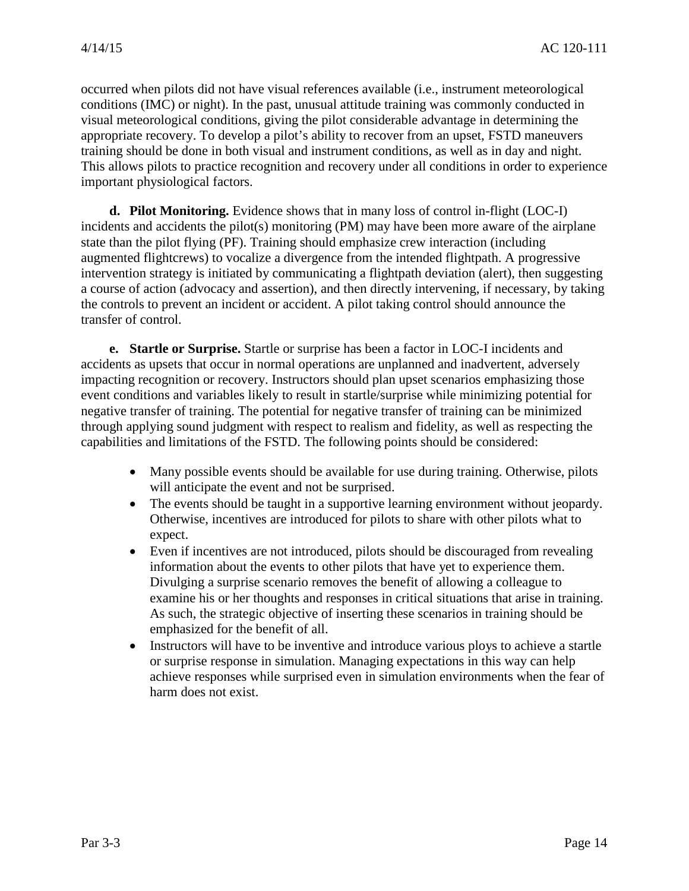occurred when pilots did not have visual references available (i.e., instrument meteorological conditions (IMC) or night). In the past, unusual attitude training was commonly conducted in visual meteorological conditions, giving the pilot considerable advantage in determining the appropriate recovery. To develop a pilot's ability to recover from an upset, FSTD maneuvers training should be done in both visual and instrument conditions, as well as in day and night. This allows pilots to practice recognition and recovery under all conditions in order to experience important physiological factors.

**d. Pilot Monitoring.** Evidence shows that in many loss of control in-flight (LOC-I) incidents and accidents the pilot(s) monitoring (PM) may have been more aware of the airplane state than the pilot flying (PF). Training should emphasize crew interaction (including augmented flightcrews) to vocalize a divergence from the intended flightpath. A progressive intervention strategy is initiated by communicating a flightpath deviation (alert), then suggesting a course of action (advocacy and assertion), and then directly intervening, if necessary, by taking the controls to prevent an incident or accident. A pilot taking control should announce the transfer of control.

**e. Startle or Surprise.** Startle or surprise has been a factor in LOC-I incidents and accidents as upsets that occur in normal operations are unplanned and inadvertent, adversely impacting recognition or recovery. Instructors should plan upset scenarios emphasizing those event conditions and variables likely to result in startle/surprise while minimizing potential for negative transfer of training. The potential for negative transfer of training can be minimized through applying sound judgment with respect to realism and fidelity, as well as respecting the capabilities and limitations of the FSTD. The following points should be considered:

- Many possible events should be available for use during training. Otherwise, pilots will anticipate the event and not be surprised.
- The events should be taught in a supportive learning environment without jeopardy. Otherwise, incentives are introduced for pilots to share with other pilots what to expect.
- Even if incentives are not introduced, pilots should be discouraged from revealing information about the events to other pilots that have yet to experience them. Divulging a surprise scenario removes the benefit of allowing a colleague to examine his or her thoughts and responses in critical situations that arise in training. As such, the strategic objective of inserting these scenarios in training should be emphasized for the benefit of all.
- Instructors will have to be inventive and introduce various ploys to achieve a startle or surprise response in simulation. Managing expectations in this way can help achieve responses while surprised even in simulation environments when the fear of harm does not exist.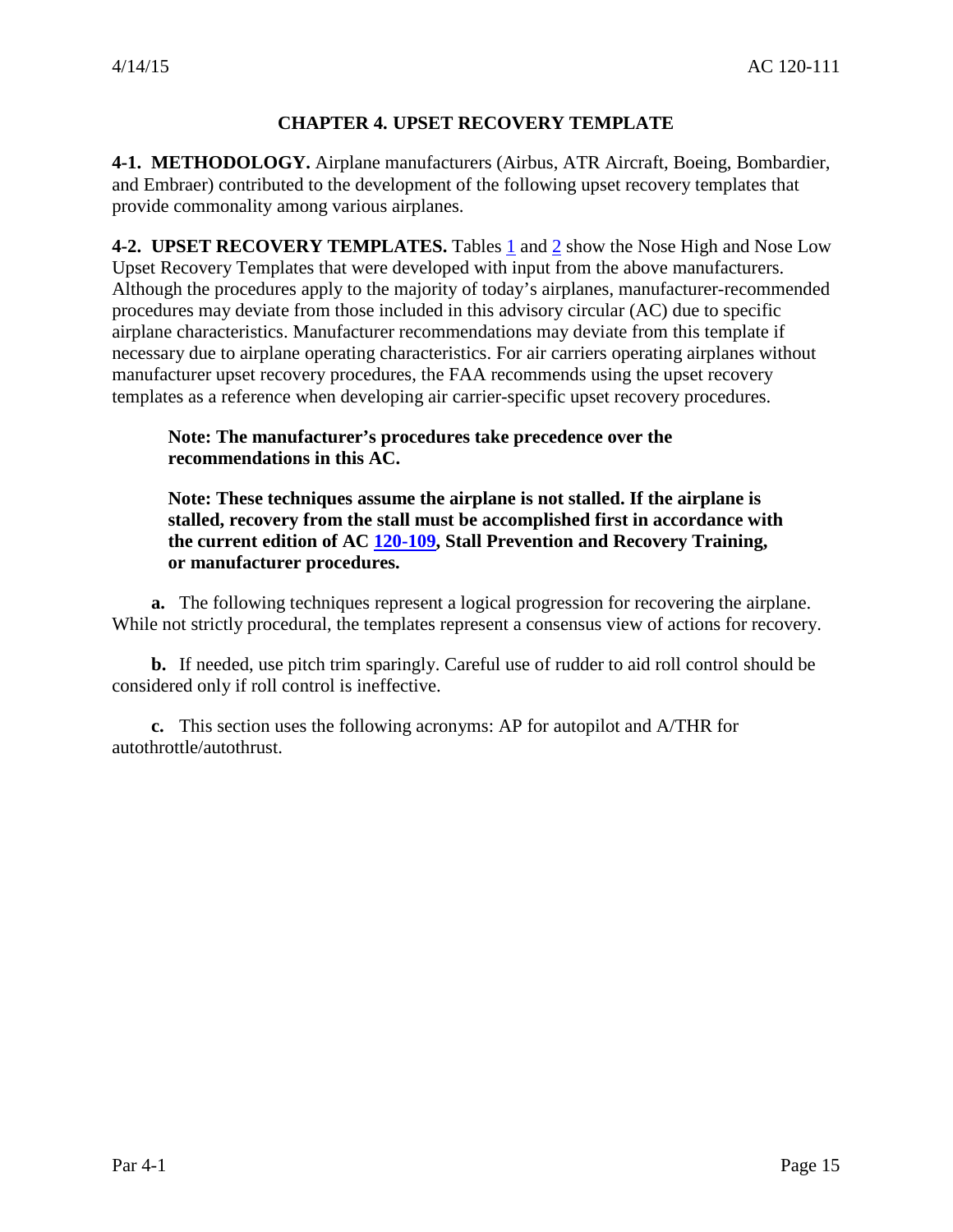# CHAPTER 4. UPSET RECOVERY TEMPLATE

**4-1. METHODOLOGY.** Airplane manufacturers (Airbus, ATR Aircraft, Boeing, Bombardier, and Embraer) contributed to the development of the following upset recovery templates that provide commonality among various airplanes.

**4-2. UPSET RECOVERY TEMPLATES.** Tables 1 and 2 show the Nose High and Nose Low Upset Recovery Templates that were developed with input from the above manufacturers. Although the procedures apply to the majority of today's airplanes, manufacturer-recommended procedures may deviate from those included in this advisory circular (AC) due to specific airplane characteristics. Manufacturer recommendations may deviate from this template if necessary due to airplane operating characteristics. For air carriers operating airplanes without manufacturer upset recovery procedures, the FAA recommends using the upset recovery templates as a reference when developing air carrier-specific upset recovery procedures.

> **Note: The manufacturer's procedures take precedence over the recommendations in this AC.**

> **Note: These techniques assume the airplane is not stalled. If the airplane is stalled, recovery from the stall must be accomplished first in accordance with the current edition of AC 120-109, Stall Prevention and Recovery Training, or manufacturer procedures.**

**a.** The following techniques represent a logical progression for recovering the airplane. While not strictly procedural, the templates represent a consensus view of actions for recovery.

**b.** If needed, use pitch trim sparingly. Careful use of rudder to aid roll control should be considered only if roll control is ineffective.

**c.** This section uses the following acronyms: AP for autopilot and A/THR for autothrottle/autothrust.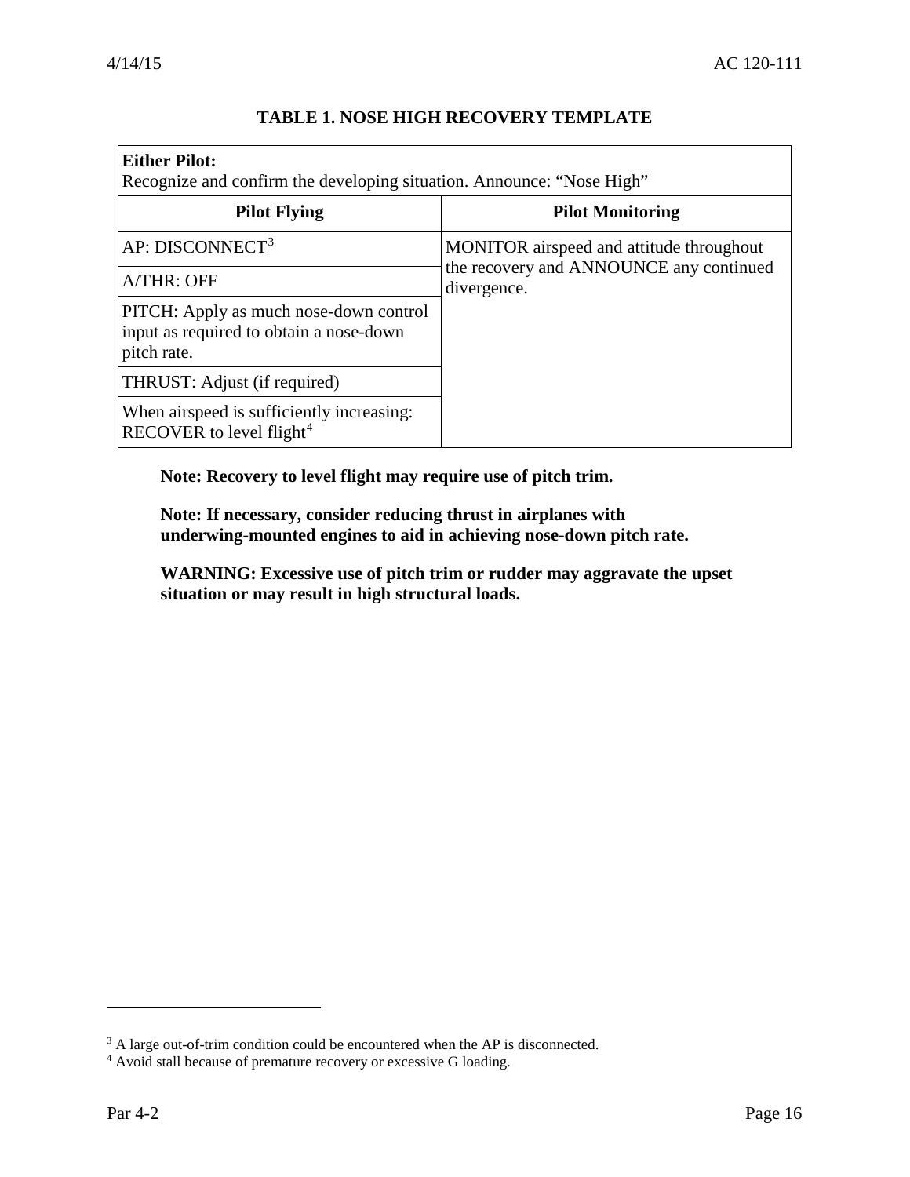**TABLE 1. NOSE HIGH RECOVERY TEMPLATE**

| **Either Pilot:** Recognize and confirm the developing situation. Announce: "Nose High" | |
|---|---|
| **Pilot Flying** | **Pilot Monitoring** |
| AP: DISCONNECT[3] | MONITOR airspeed and attitude throughout the recovery and ANNOUNCE any continued divergence. |
| A/THR: OFF | |
| PITCH: Apply as much nose-down control input as required to obtain a nose-down pitch rate. | |
| THRUST: Adjust (if required) | |
| When airspeed is sufficiently increasing: RECOVER to level flight[4] | |

**Note: Recovery to level flight may require use of pitch trim.**

**Note: If necessary, consider reducing thrust in airplanes with underwing-mounted engines to aid in achieving nose-down pitch rate.**

**WARNING: Excessive use of pitch trim or rudder may aggravate the upset situation or may result in high structural loads.**

---

[3] A large out-of-trim condition could be encountered when the AP is disconnected.

[4] Avoid stall because of premature recovery or excessive G loading.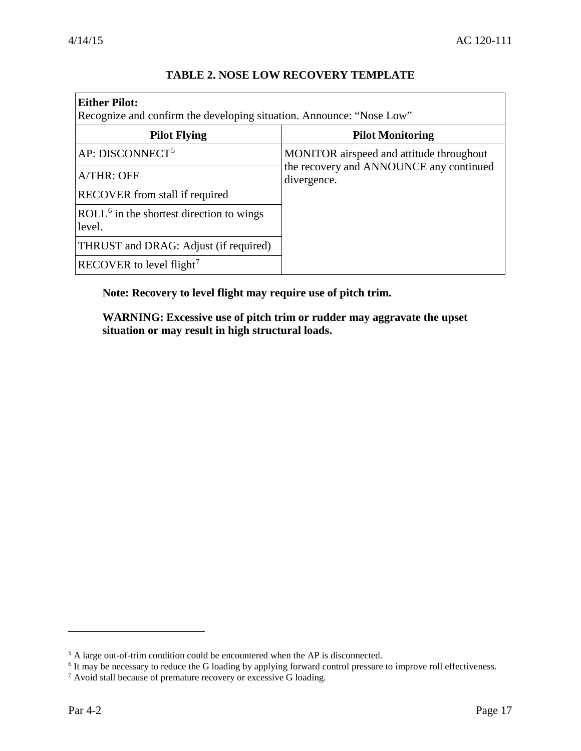**TABLE 2. NOSE LOW RECOVERY TEMPLATE**

| **Either Pilot:** Recognize and confirm the developing situation. Announce: "Nose Low" | |
|---|---|
| **Pilot Flying** | **Pilot Monitoring** |
| AP: DISCONNECT[5] | MONITOR airspeed and attitude throughout the recovery and ANNOUNCE any continued divergence. |
| A/THR: OFF | |
| RECOVER from stall if required | |
| ROLL[6] in the shortest direction to wings level. | |
| THRUST and DRAG: Adjust (if required) | |
| RECOVER to level flight[7] | |

**Note: Recovery to level flight may require use of pitch trim.**

**WARNING: Excessive use of pitch trim or rudder may aggravate the upset situation or may result in high structural loads.**

---

[5] A large out-of-trim condition could be encountered when the AP is disconnected.

[6] It may be necessary to reduce the G loading by applying forward control pressure to improve roll effectiveness.

[7] Avoid stall because of premature recovery or excessive G loading.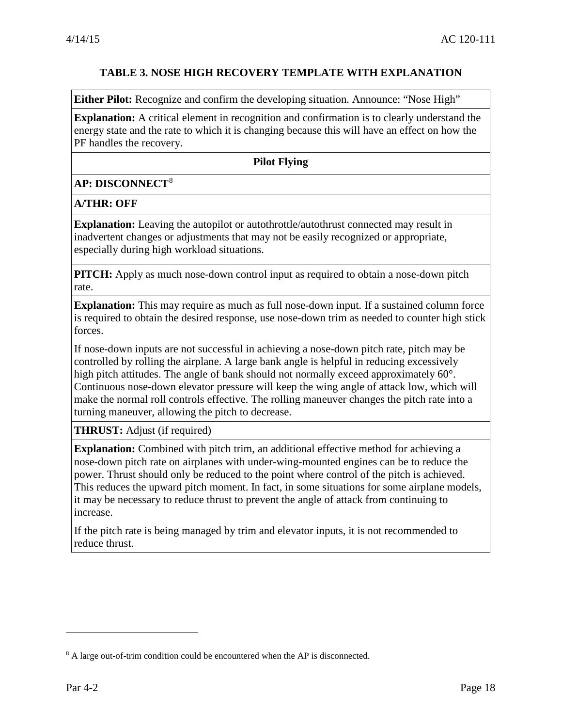### TABLE 3. NOSE HIGH RECOVERY TEMPLATE WITH EXPLANATION

| |
|---|
| **Either Pilot:** Recognize and confirm the developing situation. Announce: "Nose High" |
| **Explanation:** A critical element in recognition and confirmation is to clearly understand the energy state and the rate to which it is changing because this will have an effect on how the PF handles the recovery. |
| **Pilot Flying** |
| **AP: DISCONNECT**[8] |
| **A/THR: OFF** |
| **Explanation:** Leaving the autopilot or autothrottle/autothrust connected may result in inadvertent changes or adjustments that may not be easily recognized or appropriate, especially during high workload situations. |
| **PITCH:** Apply as much nose-down control input as required to obtain a nose-down pitch rate. |
| **Explanation:** This may require as much as full nose-down input. If a sustained column force is required to obtain the desired response, use nose-down trim as needed to counter high stick forces.<br><br>If nose-down inputs are not successful in achieving a nose-down pitch rate, pitch may be controlled by rolling the airplane. A large bank angle is helpful in reducing excessively high pitch attitudes. The angle of bank should not normally exceed approximately 60°. Continuous nose-down elevator pressure will keep the wing angle of attack low, which will make the normal roll controls effective. The rolling maneuver changes the pitch rate into a turning maneuver, allowing the pitch to decrease. |
| **THRUST:** Adjust (if required) |
| **Explanation:** Combined with pitch trim, an additional effective method for achieving a nose-down pitch rate on airplanes with under-wing-mounted engines can be to reduce the power. Thrust should only be reduced to the point where control of the pitch is achieved. This reduces the upward pitch moment. In fact, in some situations for some airplane models, it may be necessary to reduce thrust to prevent the angle of attack from continuing to increase.<br><br>If the pitch rate is being managed by trim and elevator inputs, it is not recommended to reduce thrust. |

[8] A large out-of-trim condition could be encountered when the AP is disconnected.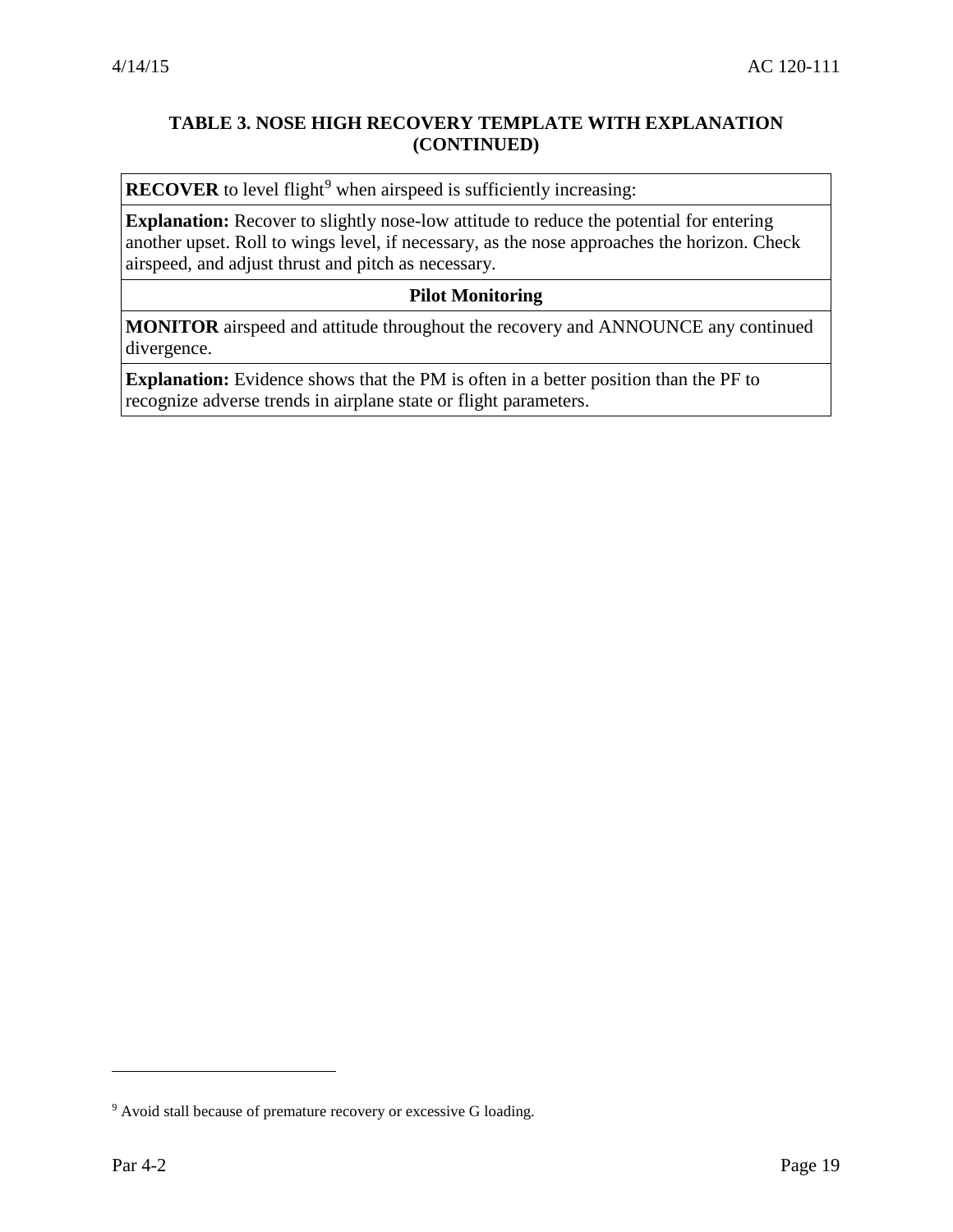**TABLE 3. NOSE HIGH RECOVERY TEMPLATE WITH EXPLANATION (CONTINUED)**

| |
|---|
| **RECOVER** to level flight[9] when airspeed is sufficiently increasing: |
| **Explanation:** Recover to slightly nose-low attitude to reduce the potential for entering another upset. Roll to wings level, if necessary, as the nose approaches the horizon. Check airspeed, and adjust thrust and pitch as necessary. |
| **Pilot Monitoring** |
| **MONITOR** airspeed and attitude throughout the recovery and ANNOUNCE any continued divergence. |
| **Explanation:** Evidence shows that the PM is often in a better position than the PF to recognize adverse trends in airplane state or flight parameters. |

[9] Avoid stall because of premature recovery or excessive G loading.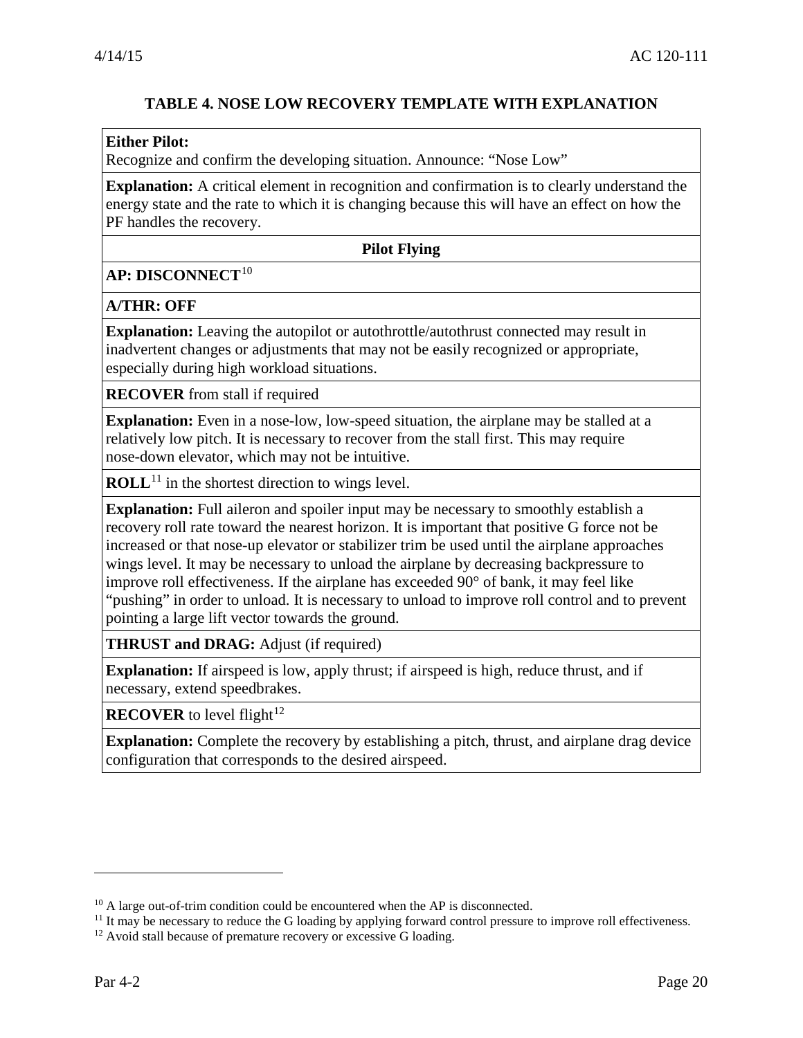**TABLE 4. NOSE LOW RECOVERY TEMPLATE WITH EXPLANATION**

| **Either Pilot:** Recognize and confirm the developing situation. Announce: "Nose Low" |
| --- |
| **Explanation:** A critical element in recognition and confirmation is to clearly understand the energy state and the rate to which it is changing because this will have an effect on how the PF handles the recovery. |
| **Pilot Flying** |
| **AP: DISCONNECT**[10] |
| **A/THR: OFF** |
| **Explanation:** Leaving the autopilot or autothrottle/autothrust connected may result in inadvertent changes or adjustments that may not be easily recognized or appropriate, especially during high workload situations. |
| **RECOVER** from stall if required |
| **Explanation:** Even in a nose-low, low-speed situation, the airplane may be stalled at a relatively low pitch. It is necessary to recover from the stall first. This may require nose-down elevator, which may not be intuitive. |
| **ROLL**[11] in the shortest direction to wings level. |
| **Explanation:** Full aileron and spoiler input may be necessary to smoothly establish a recovery roll rate toward the nearest horizon. It is important that positive G force not be increased or that nose-up elevator or stabilizer trim be used until the airplane approaches wings level. It may be necessary to unload the airplane by decreasing backpressure to improve roll effectiveness. If the airplane has exceeded 90° of bank, it may feel like "pushing" in order to unload. It is necessary to unload to improve roll control and to prevent pointing a large lift vector towards the ground. |
| **THRUST and DRAG:** Adjust (if required) |
| **Explanation:** If airspeed is low, apply thrust; if airspeed is high, reduce thrust, and if necessary, extend speedbrakes. |
| **RECOVER** to level flight[12] |
| **Explanation:** Complete the recovery by establishing a pitch, thrust, and airplane drag device configuration that corresponds to the desired airspeed. |

---

[10] A large out-of-trim condition could be encountered when the AP is disconnected.

[11] It may be necessary to reduce the G loading by applying forward control pressure to improve roll effectiveness.

[12] Avoid stall because of premature recovery or excessive G loading.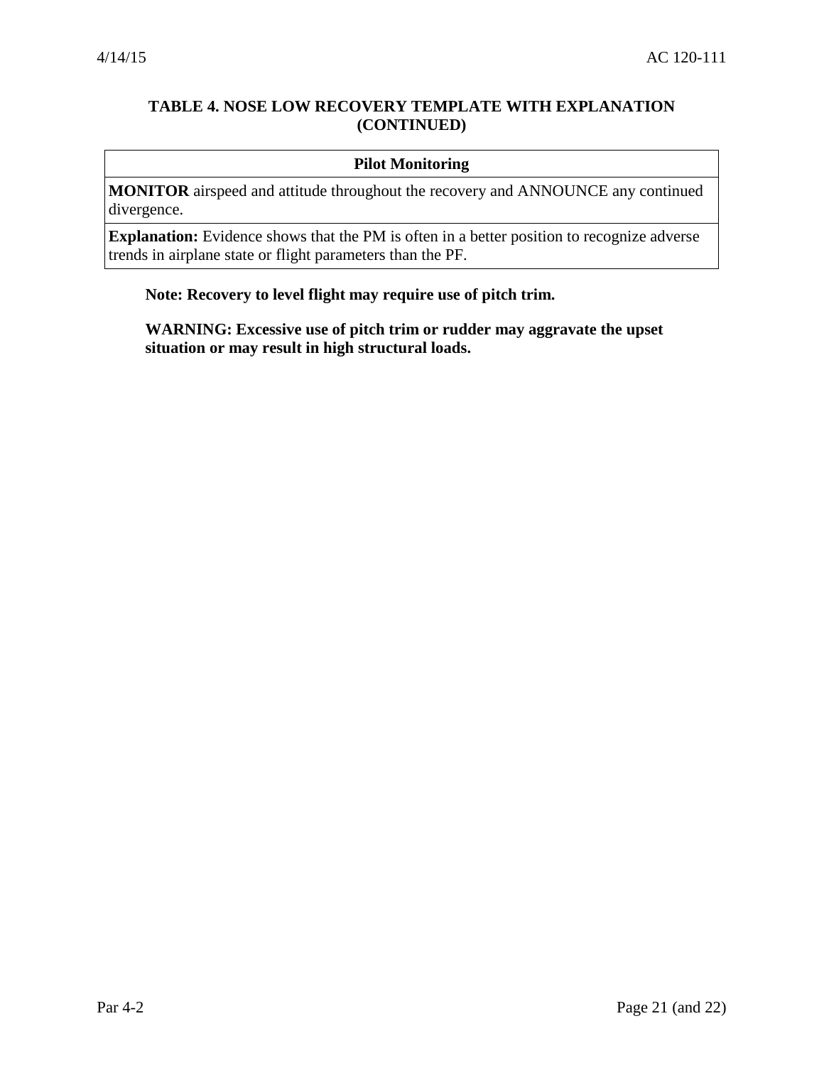**TABLE 4. NOSE LOW RECOVERY TEMPLATE WITH EXPLANATION (CONTINUED)**

| Pilot Monitoring |
| --- |
| **MONITOR** airspeed and attitude throughout the recovery and ANNOUNCE any continued divergence. |
| **Explanation:** Evidence shows that the PM is often in a better position to recognize adverse trends in airplane state or flight parameters than the PF. |

**Note: Recovery to level flight may require use of pitch trim.**

**WARNING: Excessive use of pitch trim or rudder may aggravate the upset situation or may result in high structural loads.**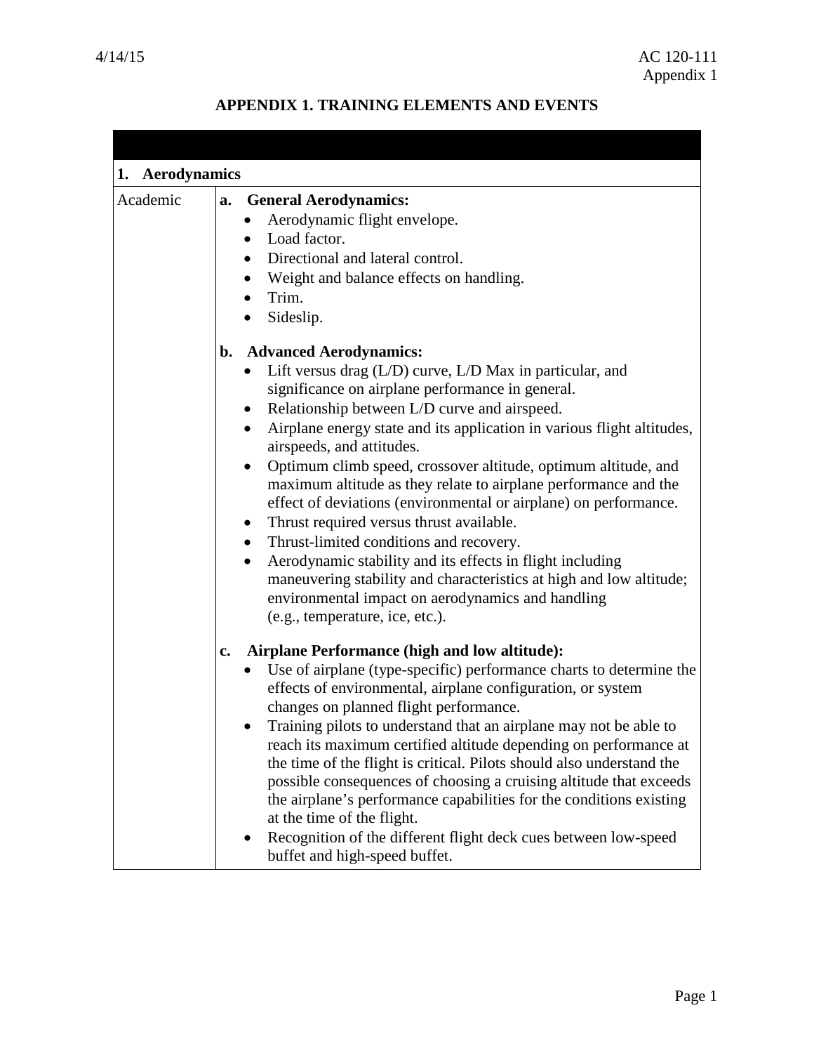# APPENDIX 1. TRAINING ELEMENTS AND EVENTS

| | |
|---|---|
| **1. Aerodynamics** | |
| Academic | **a. General Aerodynamics:**<br>• Aerodynamic flight envelope.<br>• Load factor.<br>• Directional and lateral control.<br>• Weight and balance effects on handling.<br>• Trim.<br>• Sideslip.<br><br>**b. Advanced Aerodynamics:**<br>• Lift versus drag (L/D) curve, L/D Max in particular, and significance on airplane performance in general.<br>• Relationship between L/D curve and airspeed.<br>• Airplane energy state and its application in various flight altitudes, airspeeds, and attitudes.<br>• Optimum climb speed, crossover altitude, optimum altitude, and maximum altitude as they relate to airplane performance and the effect of deviations (environmental or airplane) on performance.<br>• Thrust required versus thrust available.<br>• Thrust-limited conditions and recovery.<br>• Aerodynamic stability and its effects in flight including maneuvering stability and characteristics at high and low altitude; environmental impact on aerodynamics and handling (e.g., temperature, ice, etc.).<br><br>**c. Airplane Performance (high and low altitude):**<br>• Use of airplane (type-specific) performance charts to determine the effects of environmental, airplane configuration, or system changes on planned flight performance.<br>• Training pilots to understand that an airplane may not be able to reach its maximum certified altitude depending on performance at the time of the flight is critical. Pilots should also understand the possible consequences of choosing a cruising altitude that exceeds the airplane's performance capabilities for the conditions existing at the time of the flight.<br>• Recognition of the different flight deck cues between low-speed buffet and high-speed buffet. |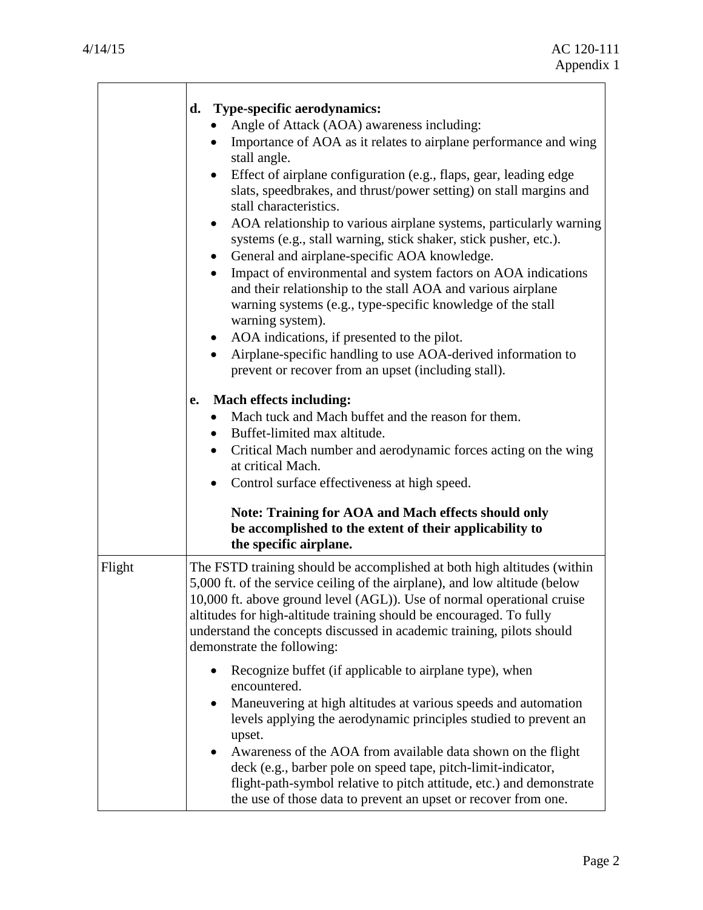| | |
|---|---|
| | **d. Type-specific aerodynamics:**<br>• Angle of Attack (AOA) awareness including:<br>• Importance of AOA as it relates to airplane performance and wing stall angle.<br>• Effect of airplane configuration (e.g., flaps, gear, leading edge slats, speedbrakes, and thrust/power setting) on stall margins and stall characteristics.<br>• AOA relationship to various airplane systems, particularly warning systems (e.g., stall warning, stick shaker, stick pusher, etc.).<br>• General and airplane-specific AOA knowledge.<br>• Impact of environmental and system factors on AOA indications and their relationship to the stall AOA and various airplane warning systems (e.g., type-specific knowledge of the stall warning system).<br>• AOA indications, if presented to the pilot.<br>• Airplane-specific handling to use AOA-derived information to prevent or recover from an upset (including stall).<br><br>**e. Mach effects including:**<br>• Mach tuck and Mach buffet and the reason for them.<br>• Buffet-limited max altitude.<br>• Critical Mach number and aerodynamic forces acting on the wing at critical Mach.<br>• Control surface effectiveness at high speed.<br><br>**Note: Training for AOA and Mach effects should only be accomplished to the extent of their applicability to the specific airplane.** |
| Flight | The FSTD training should be accomplished at both high altitudes (within 5,000 ft. of the service ceiling of the airplane), and low altitude (below 10,000 ft. above ground level (AGL)). Use of normal operational cruise altitudes for high-altitude training should be encouraged. To fully understand the concepts discussed in academic training, pilots should demonstrate the following:<br><br>• Recognize buffet (if applicable to airplane type), when encountered.<br>• Maneuvering at high altitudes at various speeds and automation levels applying the aerodynamic principles studied to prevent an upset.<br>• Awareness of the AOA from available data shown on the flight deck (e.g., barber pole on speed tape, pitch-limit-indicator, flight-path-symbol relative to pitch attitude, etc.) and demonstrate the use of those data to prevent an upset or recover from one. |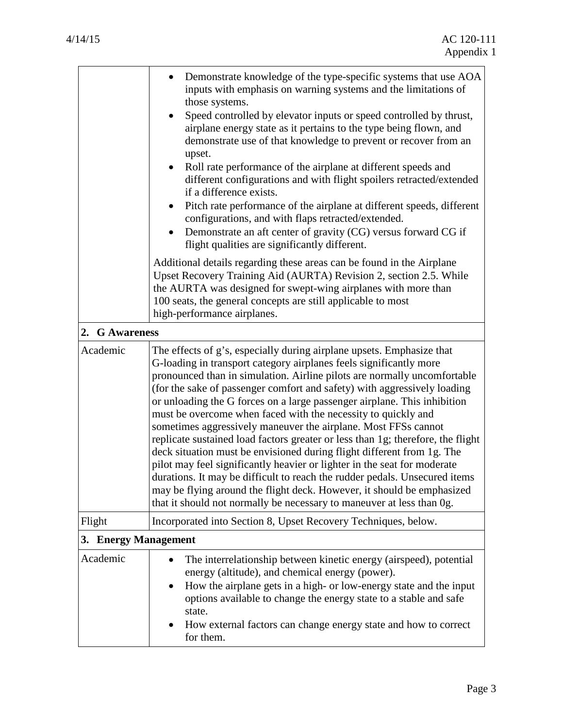| | |
|---|---|
| | • Demonstrate knowledge of the type-specific systems that use AOA inputs with emphasis on warning systems and the limitations of those systems.<br>• Speed controlled by elevator inputs or speed controlled by thrust, airplane energy state as it pertains to the type being flown, and demonstrate use of that knowledge to prevent or recover from an upset.<br>• Roll rate performance of the airplane at different speeds and different configurations and with flight spoilers retracted/extended if a difference exists.<br>• Pitch rate performance of the airplane at different speeds, different configurations, and with flaps retracted/extended.<br>• Demonstrate an aft center of gravity (CG) versus forward CG if flight qualities are significantly different.<br><br>Additional details regarding these areas can be found in the Airplane Upset Recovery Training Aid (AURTA) Revision 2, section 2.5. While the AURTA was designed for swept-wing airplanes with more than 100 seats, the general concepts are still applicable to most high-performance airplanes. |
| **2. G Awareness** | |
| Academic | The effects of g's, especially during airplane upsets. Emphasize that G-loading in transport category airplanes feels significantly more pronounced than in simulation. Airline pilots are normally uncomfortable (for the sake of passenger comfort and safety) with aggressively loading or unloading the G forces on a large passenger airplane. This inhibition must be overcome when faced with the necessity to quickly and sometimes aggressively maneuver the airplane. Most FFSs cannot replicate sustained load factors greater or less than 1g; therefore, the flight deck situation must be envisioned during flight different from 1g. The pilot may feel significantly heavier or lighter in the seat for moderate durations. It may be difficult to reach the rudder pedals. Unsecured items may be flying around the flight deck. However, it should be emphasized that it should not normally be necessary to maneuver at less than 0g. |
| Flight | Incorporated into Section 8, Upset Recovery Techniques, below. |
| **3. Energy Management** | |
| Academic | • The interrelationship between kinetic energy (airspeed), potential energy (altitude), and chemical energy (power).<br>• How the airplane gets in a high- or low-energy state and the input options available to change the energy state to a stable and safe state.<br>• How external factors can change energy state and how to correct for them. |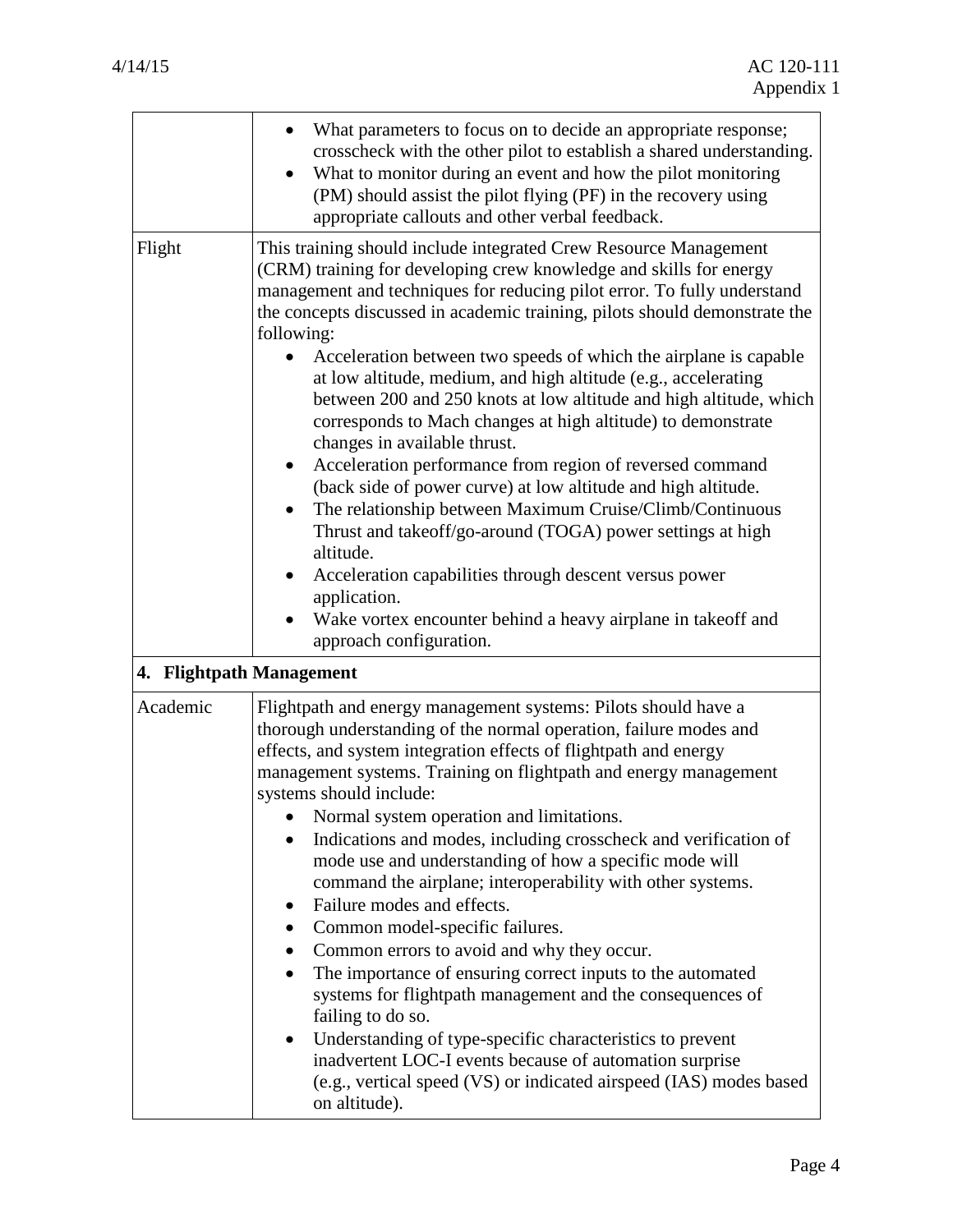| | |
|---|---|
| | <ul><li>What parameters to focus on to decide an appropriate response; crosscheck with the other pilot to establish a shared understanding.</li><li>What to monitor during an event and how the pilot monitoring (PM) should assist the pilot flying (PF) in the recovery using appropriate callouts and other verbal feedback.</li></ul> |
| Flight | This training should include integrated Crew Resource Management (CRM) training for developing crew knowledge and skills for energy management and techniques for reducing pilot error. To fully understand the concepts discussed in academic training, pilots should demonstrate the following:<ul><li>Acceleration between two speeds of which the airplane is capable at low altitude, medium, and high altitude (e.g., accelerating between 200 and 250 knots at low altitude and high altitude, which corresponds to Mach changes at high altitude) to demonstrate changes in available thrust.</li><li>Acceleration performance from region of reversed command (back side of power curve) at low altitude and high altitude.</li><li>The relationship between Maximum Cruise/Climb/Continuous Thrust and takeoff/go-around (TOGA) power settings at high altitude.</li><li>Acceleration capabilities through descent versus power application.</li><li>Wake vortex encounter behind a heavy airplane in takeoff and approach configuration.</li></ul> |
| **4. Flightpath Management** | |
| Academic | Flightpath and energy management systems: Pilots should have a thorough understanding of the normal operation, failure modes and effects, and system integration effects of flightpath and energy management systems. Training on flightpath and energy management systems should include:<ul><li>Normal system operation and limitations.</li><li>Indications and modes, including crosscheck and verification of mode use and understanding of how a specific mode will command the airplane; interoperability with other systems.</li><li>Failure modes and effects.</li><li>Common model-specific failures.</li><li>Common errors to avoid and why they occur.</li><li>The importance of ensuring correct inputs to the automated systems for flightpath management and the consequences of failing to do so.</li><li>Understanding of type-specific characteristics to prevent inadvertent LOC-I events because of automation surprise (e.g., vertical speed (VS) or indicated airspeed (IAS) modes based on altitude).</li></ul> |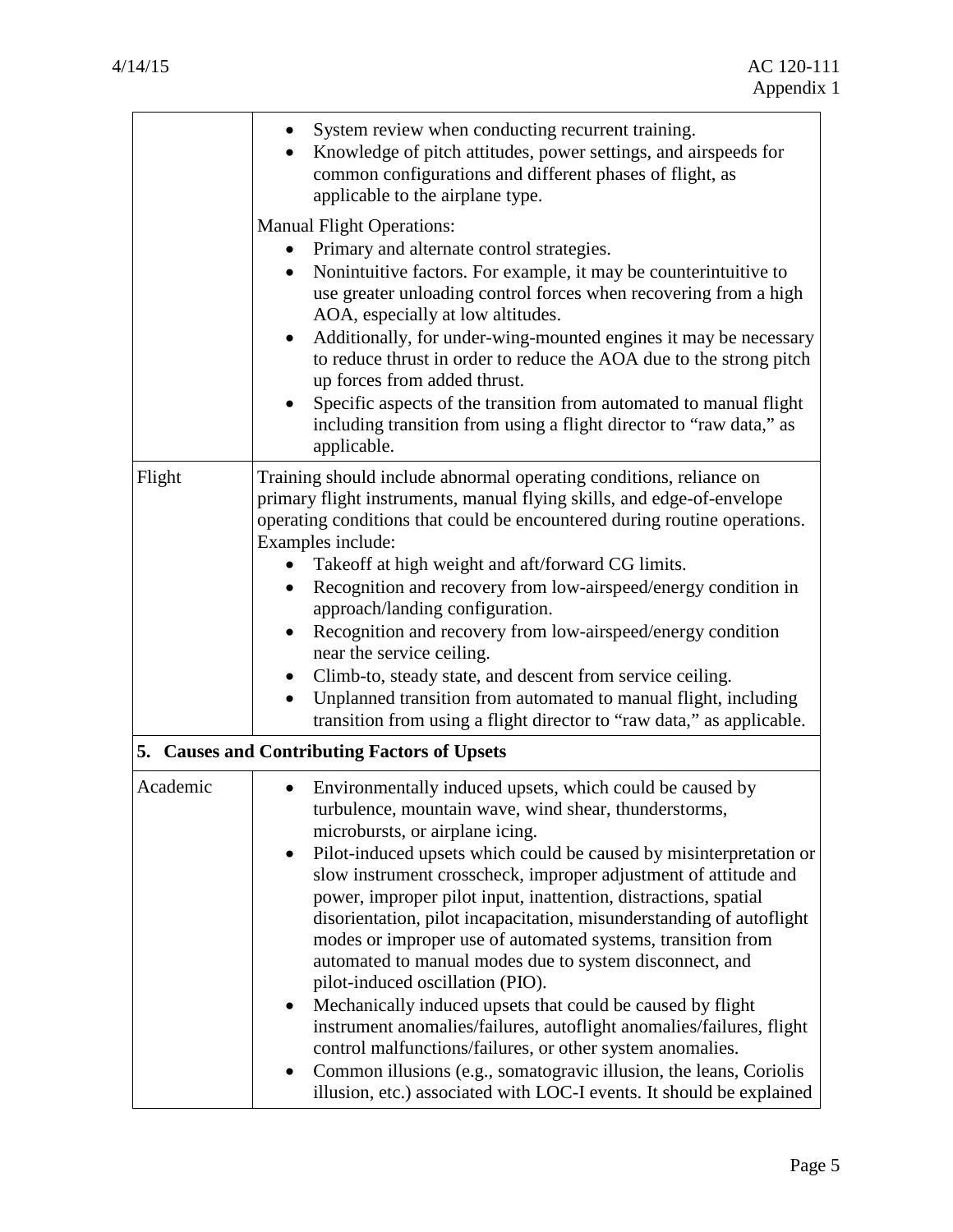| | |
|---|---|
| | • System review when conducting recurrent training.<br>• Knowledge of pitch attitudes, power settings, and airspeeds for common configurations and different phases of flight, as applicable to the airplane type.<br><br>Manual Flight Operations:<br>• Primary and alternate control strategies.<br>• Nonintuitive factors. For example, it may be counterintuitive to use greater unloading control forces when recovering from a high AOA, especially at low altitudes.<br>• Additionally, for under-wing-mounted engines it may be necessary to reduce thrust in order to reduce the AOA due to the strong pitch up forces from added thrust.<br>• Specific aspects of the transition from automated to manual flight including transition from using a flight director to "raw data," as applicable. |
| Flight | Training should include abnormal operating conditions, reliance on primary flight instruments, manual flying skills, and edge-of-envelope operating conditions that could be encountered during routine operations. Examples include:<br>• Takeoff at high weight and aft/forward CG limits.<br>• Recognition and recovery from low-airspeed/energy condition in approach/landing configuration.<br>• Recognition and recovery from low-airspeed/energy condition near the service ceiling.<br>• Climb-to, steady state, and descent from service ceiling.<br>• Unplanned transition from automated to manual flight, including transition from using a flight director to "raw data," as applicable. |
| **5. Causes and Contributing Factors of Upsets** | |
| Academic | • Environmentally induced upsets, which could be caused by turbulence, mountain wave, wind shear, thunderstorms, microbursts, or airplane icing.<br>• Pilot-induced upsets which could be caused by misinterpretation or slow instrument crosscheck, improper adjustment of attitude and power, improper pilot input, inattention, distractions, spatial disorientation, pilot incapacitation, misunderstanding of autoflight modes or improper use of automated systems, transition from automated to manual modes due to system disconnect, and pilot-induced oscillation (PIO).<br>• Mechanically induced upsets that could be caused by flight instrument anomalies/failures, autoflight anomalies/failures, flight control malfunctions/failures, or other system anomalies.<br>• Common illusions (e.g., somatogravic illusion, the leans, Coriolis illusion, etc.) associated with LOC-I events. It should be explained |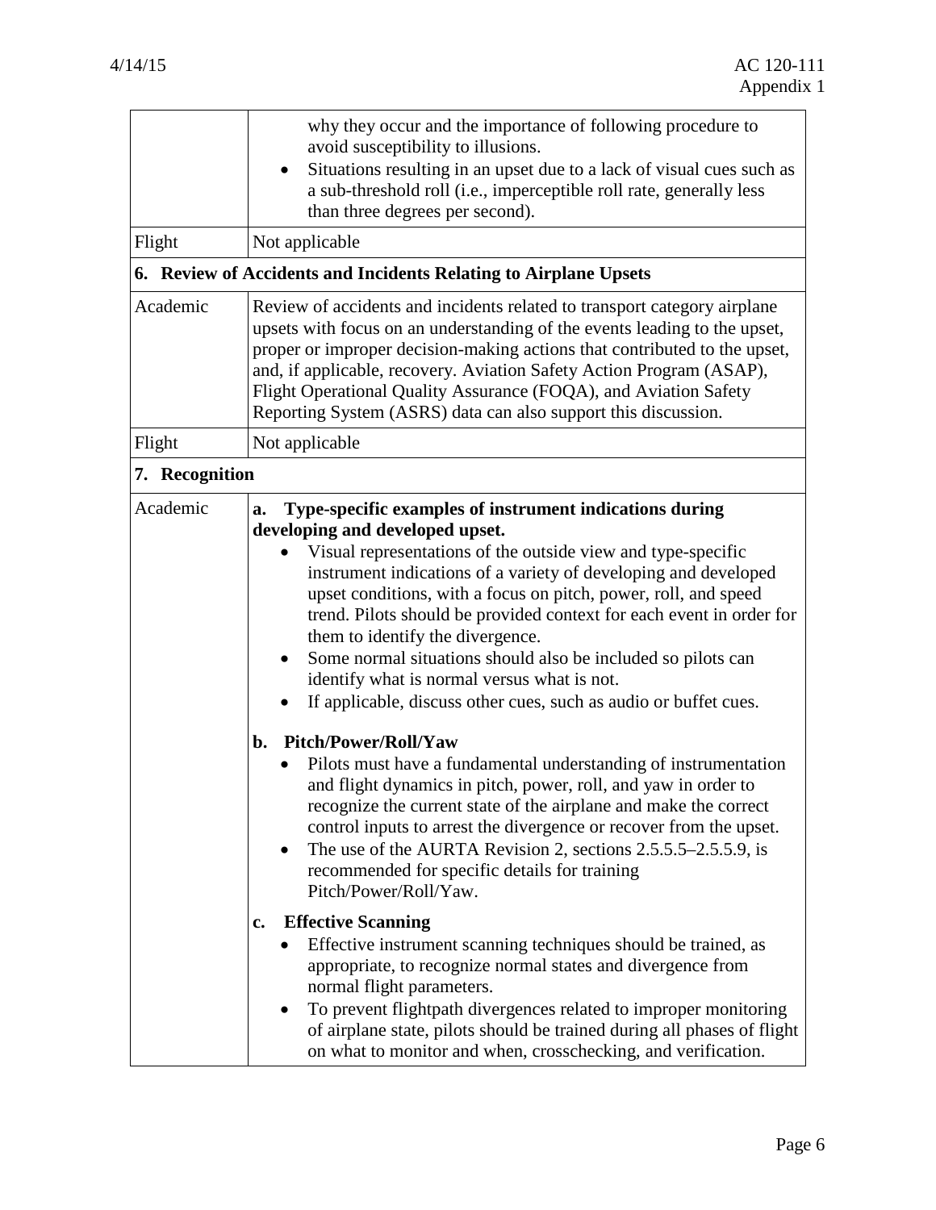| | |
|---|---|
| | why they occur and the importance of following procedure to avoid susceptibility to illusions.<br>• Situations resulting in an upset due to a lack of visual cues such as a sub-threshold roll (i.e., imperceptible roll rate, generally less than three degrees per second). |
| Flight | Not applicable |
| **6. Review of Accidents and Incidents Relating to Airplane Upsets** | |
| Academic | Review of accidents and incidents related to transport category airplane upsets with focus on an understanding of the events leading to the upset, proper or improper decision-making actions that contributed to the upset, and, if applicable, recovery. Aviation Safety Action Program (ASAP), Flight Operational Quality Assurance (FOQA), and Aviation Safety Reporting System (ASRS) data can also support this discussion. |
| Flight | Not applicable |
| **7. Recognition** | |
| Academic | **a. Type-specific examples of instrument indications during developing and developed upset.**<br>• Visual representations of the outside view and type-specific instrument indications of a variety of developing and developed upset conditions, with a focus on pitch, power, roll, and speed trend. Pilots should be provided context for each event in order for them to identify the divergence.<br>• Some normal situations should also be included so pilots can identify what is normal versus what is not.<br>• If applicable, discuss other cues, such as audio or buffet cues.<br><br>**b. Pitch/Power/Roll/Yaw**<br>• Pilots must have a fundamental understanding of instrumentation and flight dynamics in pitch, power, roll, and yaw in order to recognize the current state of the airplane and make the correct control inputs to arrest the divergence or recover from the upset.<br>• The use of the AURTA Revision 2, sections 2.5.5.5–2.5.5.9, is recommended for specific details for training Pitch/Power/Roll/Yaw.<br><br>**c. Effective Scanning**<br>• Effective instrument scanning techniques should be trained, as appropriate, to recognize normal states and divergence from normal flight parameters.<br>• To prevent flightpath divergences related to improper monitoring of airplane state, pilots should be trained during all phases of flight on what to monitor and when, crosschecking, and verification. |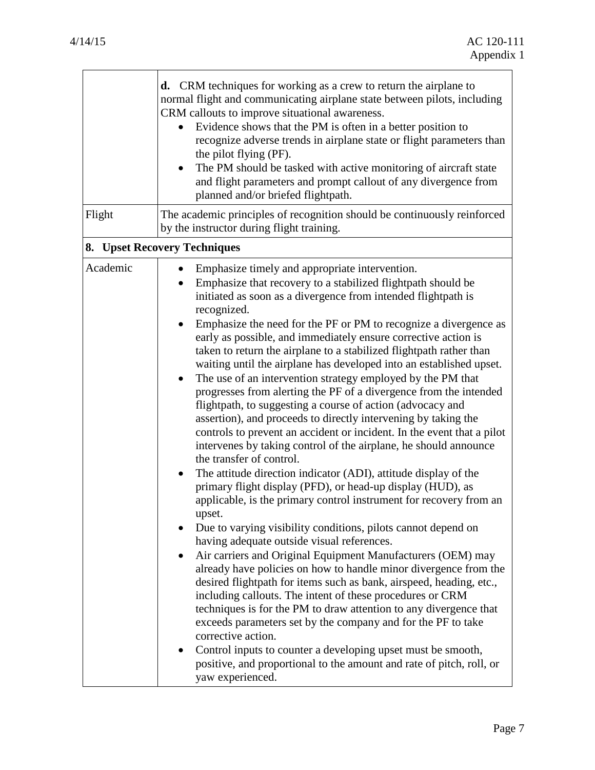| | |
|---|---|
| | **d.** CRM techniques for working as a crew to return the airplane to normal flight and communicating airplane state between pilots, including CRM callouts to improve situational awareness.<br>• Evidence shows that the PM is often in a better position to recognize adverse trends in airplane state or flight parameters than the pilot flying (PF).<br>• The PM should be tasked with active monitoring of aircraft state and flight parameters and prompt callout of any divergence from planned and/or briefed flightpath. |
| Flight | The academic principles of recognition should be continuously reinforced by the instructor during flight training. |
| **8. Upset Recovery Techniques** | |
| Academic | • Emphasize timely and appropriate intervention.<br>• Emphasize that recovery to a stabilized flightpath should be initiated as soon as a divergence from intended flightpath is recognized.<br>• Emphasize the need for the PF or PM to recognize a divergence as early as possible, and immediately ensure corrective action is taken to return the airplane to a stabilized flightpath rather than waiting until the airplane has developed into an established upset.<br>• The use of an intervention strategy employed by the PM that progresses from alerting the PF of a divergence from the intended flightpath, to suggesting a course of action (advocacy and assertion), and proceeds to directly intervening by taking the controls to prevent an accident or incident. In the event that a pilot intervenes by taking control of the airplane, he should announce the transfer of control.<br>• The attitude direction indicator (ADI), attitude display of the primary flight display (PFD), or head-up display (HUD), as applicable, is the primary control instrument for recovery from an upset.<br>• Due to varying visibility conditions, pilots cannot depend on having adequate outside visual references.<br>• Air carriers and Original Equipment Manufacturers (OEM) may already have policies on how to handle minor divergence from the desired flightpath for items such as bank, airspeed, heading, etc., including callouts. The intent of these procedures or CRM techniques is for the PM to draw attention to any divergence that exceeds parameters set by the company and for the PF to take corrective action.<br>• Control inputs to counter a developing upset must be smooth, positive, and proportional to the amount and rate of pitch, roll, or yaw experienced. |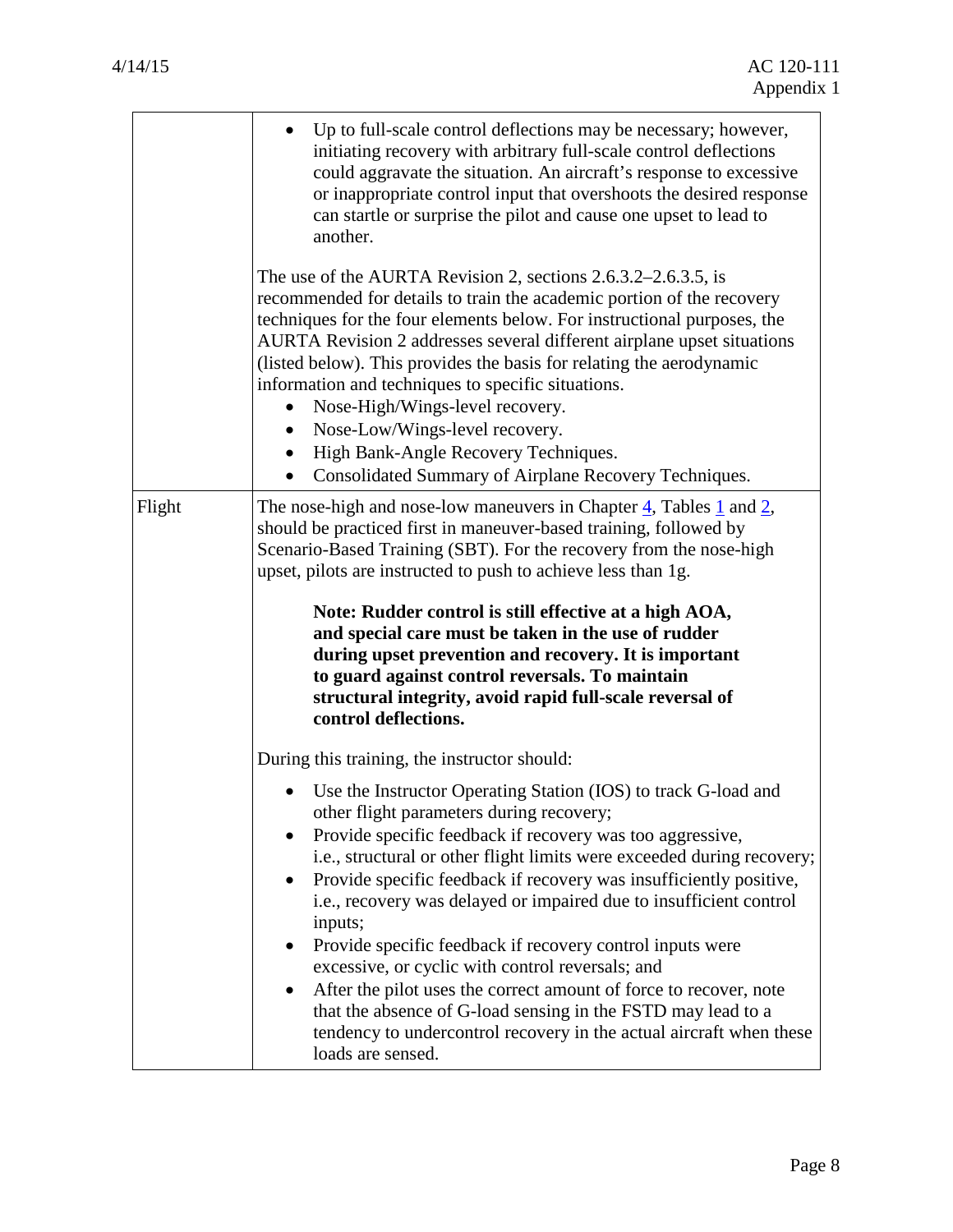| | |
|---|---|
| | • Up to full-scale control deflections may be necessary; however, initiating recovery with arbitrary full-scale control deflections could aggravate the situation. An aircraft's response to excessive or inappropriate control input that overshoots the desired response can startle or surprise the pilot and cause one upset to lead to another.<br><br>The use of the AURTA Revision 2, sections 2.6.3.2–2.6.3.5, is recommended for details to train the academic portion of the recovery techniques for the four elements below. For instructional purposes, the AURTA Revision 2 addresses several different airplane upset situations (listed below). This provides the basis for relating the aerodynamic information and techniques to specific situations.<br>• Nose-High/Wings-level recovery.<br>• Nose-Low/Wings-level recovery.<br>• High Bank-Angle Recovery Techniques.<br>• Consolidated Summary of Airplane Recovery Techniques. |
| Flight | The nose-high and nose-low maneuvers in Chapter 4, Tables 1 and 2, should be practiced first in maneuver-based training, followed by Scenario-Based Training (SBT). For the recovery from the nose-high upset, pilots are instructed to push to achieve less than 1g.<br><br>**Note: Rudder control is still effective at a high AOA, and special care must be taken in the use of rudder during upset prevention and recovery. It is important to guard against control reversals. To maintain structural integrity, avoid rapid full-scale reversal of control deflections.**<br><br>During this training, the instructor should:<br>• Use the Instructor Operating Station (IOS) to track G-load and other flight parameters during recovery;<br>• Provide specific feedback if recovery was too aggressive, i.e., structural or other flight limits were exceeded during recovery;<br>• Provide specific feedback if recovery was insufficiently positive, i.e., recovery was delayed or impaired due to insufficient control inputs;<br>• Provide specific feedback if recovery control inputs were excessive, or cyclic with control reversals; and<br>• After the pilot uses the correct amount of force to recover, note that the absence of G-load sensing in the FSTD may lead to a tendency to undercontrol recovery in the actual aircraft when these loads are sensed. |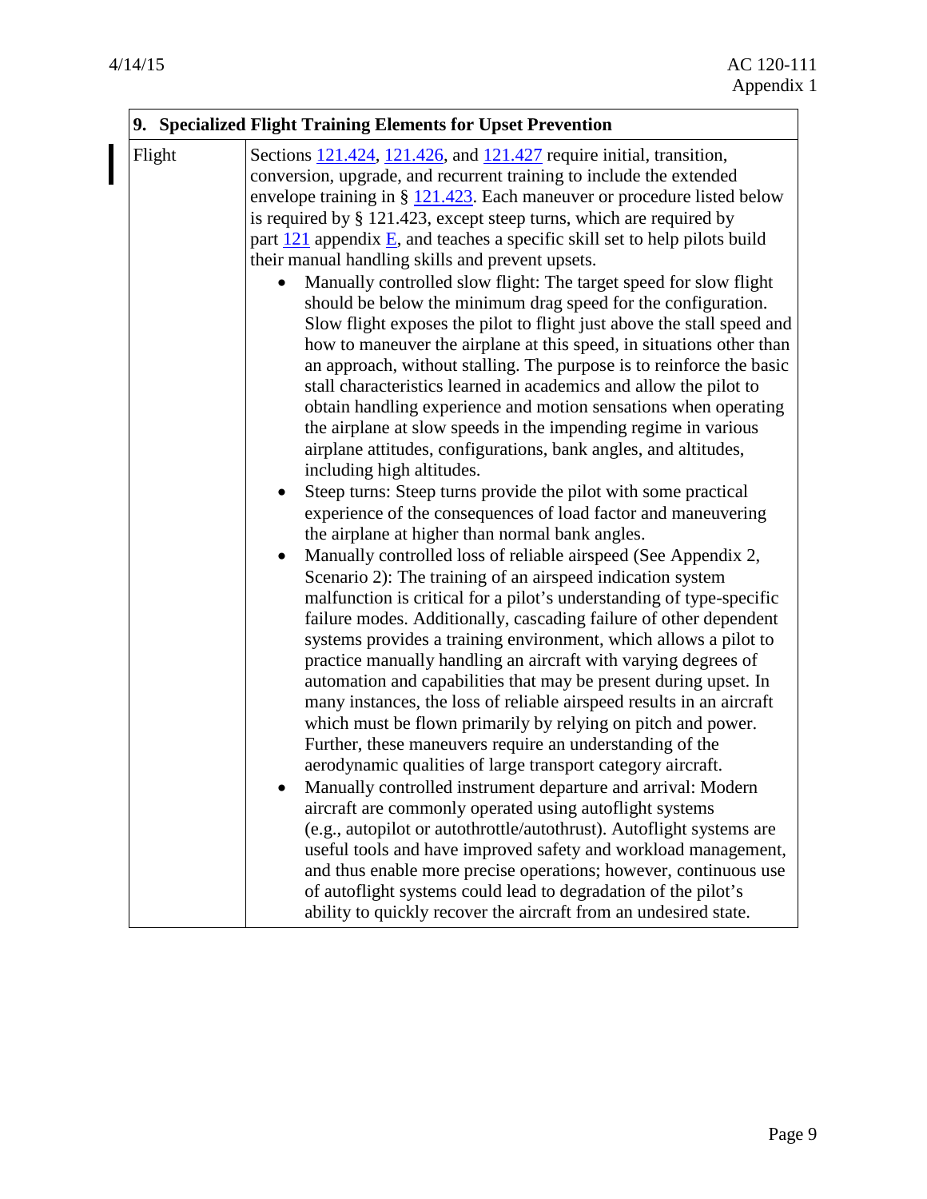| 9. Specialized Flight Training Elements for Upset Prevention | |
|---|---|
| Flight | Sections 121.424, 121.426, and 121.427 require initial, transition, conversion, upgrade, and recurrent training to include the extended envelope training in § 121.423. Each maneuver or procedure listed below is required by § 121.423, except steep turns, which are required by part 121 appendix E, and teaches a specific skill set to help pilots build their manual handling skills and prevent upsets.<br>• Manually controlled slow flight: The target speed for slow flight should be below the minimum drag speed for the configuration. Slow flight exposes the pilot to flight just above the stall speed and how to maneuver the airplane at this speed, in situations other than an approach, without stalling. The purpose is to reinforce the basic stall characteristics learned in academics and allow the pilot to obtain handling experience and motion sensations when operating the airplane at slow speeds in the impending regime in various airplane attitudes, configurations, bank angles, and altitudes, including high altitudes.<br>• Steep turns: Steep turns provide the pilot with some practical experience of the consequences of load factor and maneuvering the airplane at higher than normal bank angles.<br>• Manually controlled loss of reliable airspeed (See Appendix 2, Scenario 2): The training of an airspeed indication system malfunction is critical for a pilot's understanding of type-specific failure modes. Additionally, cascading failure of other dependent systems provides a training environment, which allows a pilot to practice manually handling an aircraft with varying degrees of automation and capabilities that may be present during upset. In many instances, the loss of reliable airspeed results in an aircraft which must be flown primarily by relying on pitch and power. Further, these maneuvers require an understanding of the aerodynamic qualities of large transport category aircraft.<br>• Manually controlled instrument departure and arrival: Modern aircraft are commonly operated using autoflight systems (e.g., autopilot or autothrottle/autothrust). Autoflight systems are useful tools and have improved safety and workload management, and thus enable more precise operations; however, continuous use of autoflight systems could lead to degradation of the pilot's ability to quickly recover the aircraft from an undesired state. |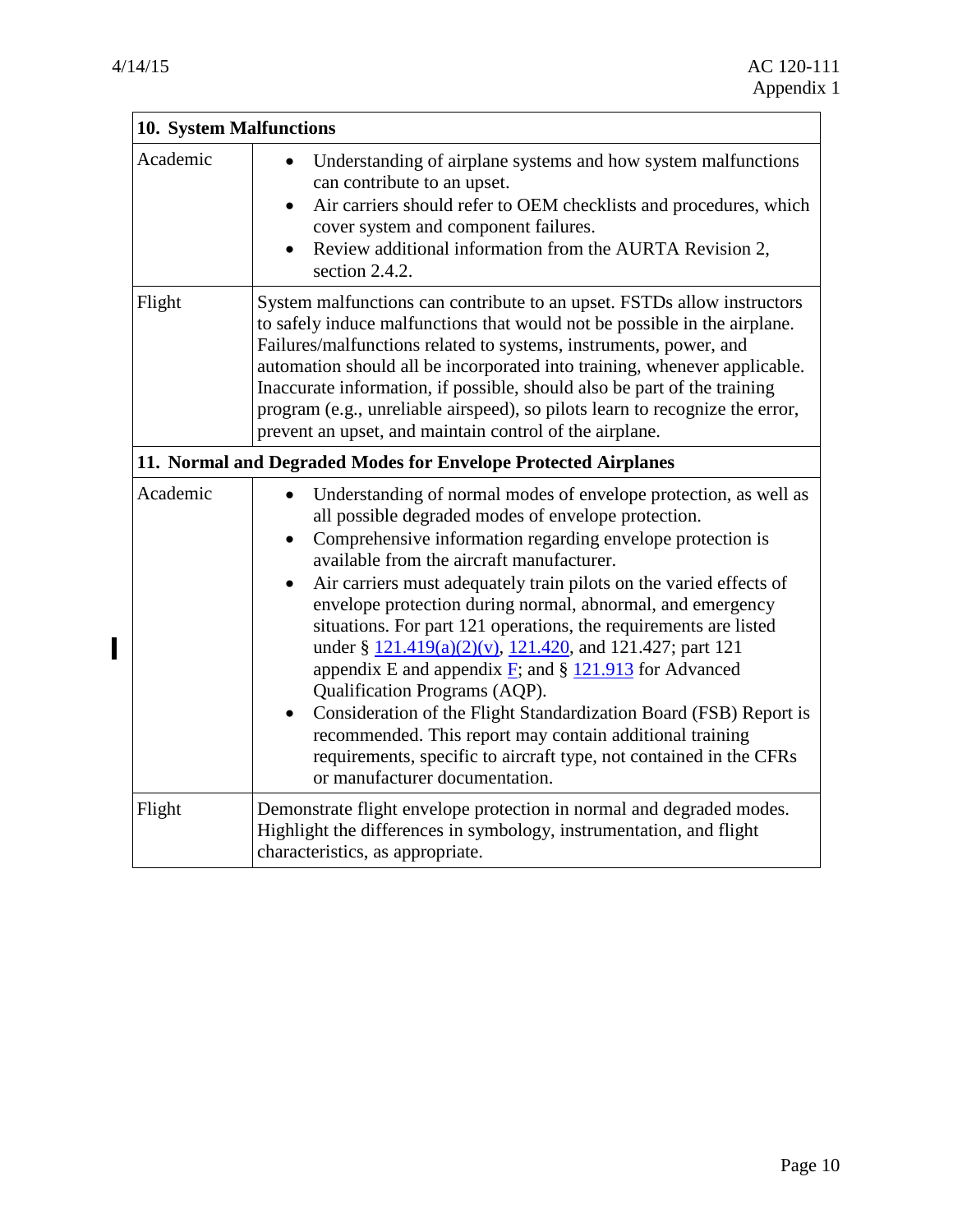| 10. System Malfunctions | |
|---|---|
| Academic | • Understanding of airplane systems and how system malfunctions can contribute to an upset.<br>• Air carriers should refer to OEM checklists and procedures, which cover system and component failures.<br>• Review additional information from the AURTA Revision 2, section 2.4.2. |
| Flight | System malfunctions can contribute to an upset. FSTDs allow instructors to safely induce malfunctions that would not be possible in the airplane. Failures/malfunctions related to systems, instruments, power, and automation should all be incorporated into training, whenever applicable. Inaccurate information, if possible, should also be part of the training program (e.g., unreliable airspeed), so pilots learn to recognize the error, prevent an upset, and maintain control of the airplane. |

| 11. Normal and Degraded Modes for Envelope Protected Airplanes | |
|---|---|
| Academic | • Understanding of normal modes of envelope protection, as well as all possible degraded modes of envelope protection.<br>• Comprehensive information regarding envelope protection is available from the aircraft manufacturer.<br>• Air carriers must adequately train pilots on the varied effects of envelope protection during normal, abnormal, and emergency situations. For part 121 operations, the requirements are listed under § 121.419(a)(2)(v), 121.420, and 121.427; part 121 appendix E and appendix F; and § 121.913 for Advanced Qualification Programs (AQP).<br>• Consideration of the Flight Standardization Board (FSB) Report is recommended. This report may contain additional training requirements, specific to aircraft type, not contained in the CFRs or manufacturer documentation. |
| Flight | Demonstrate flight envelope protection in normal and degraded modes. Highlight the differences in symbology, instrumentation, and flight characteristics, as appropriate. |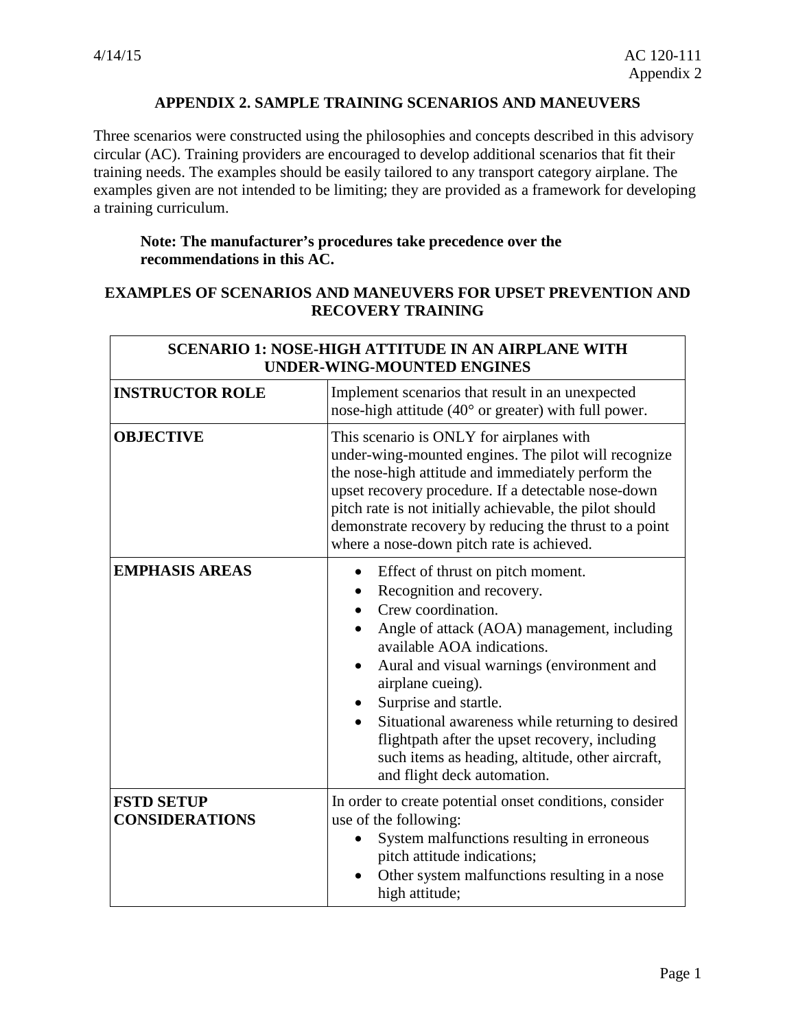## APPENDIX 2. SAMPLE TRAINING SCENARIOS AND MANEUVERS

Three scenarios were constructed using the philosophies and concepts described in this advisory circular (AC). Training providers are encouraged to develop additional scenarios that fit their training needs. The examples should be easily tailored to any transport category airplane. The examples given are not intended to be limiting; they are provided as a framework for developing a training curriculum.

> **Note: The manufacturer's procedures take precedence over the recommendations in this AC.**

### EXAMPLES OF SCENARIOS AND MANEUVERS FOR UPSET PREVENTION AND RECOVERY TRAINING

| SCENARIO 1: NOSE-HIGH ATTITUDE IN AN AIRPLANE WITH UNDER-WING-MOUNTED ENGINES | |
|---|---|
| **INSTRUCTOR ROLE** | Implement scenarios that result in an unexpected nose-high attitude (40° or greater) with full power. |
| **OBJECTIVE** | This scenario is ONLY for airplanes with under-wing-mounted engines. The pilot will recognize the nose-high attitude and immediately perform the upset recovery procedure. If a detectable nose-down pitch rate is not initially achievable, the pilot should demonstrate recovery by reducing the thrust to a point where a nose-down pitch rate is achieved. |
| **EMPHASIS AREAS** | • Effect of thrust on pitch moment.<br>• Recognition and recovery.<br>• Crew coordination.<br>• Angle of attack (AOA) management, including available AOA indications.<br>• Aural and visual warnings (environment and airplane cueing).<br>• Surprise and startle.<br>• Situational awareness while returning to desired flightpath after the upset recovery, including such items as heading, altitude, other aircraft, and flight deck automation. |
| **FSTD SETUP CONSIDERATIONS** | In order to create potential onset conditions, consider use of the following:<br>• System malfunctions resulting in erroneous pitch attitude indications;<br>• Other system malfunctions resulting in a nose high attitude; |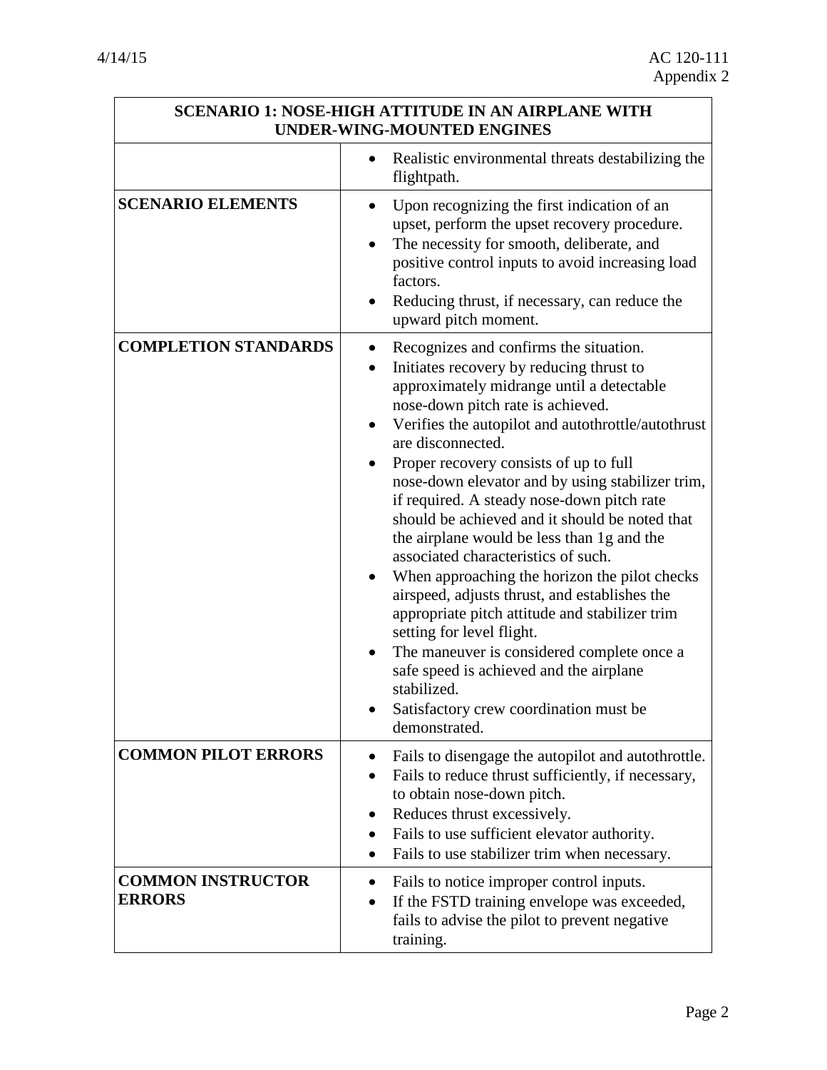| SCENARIO 1: NOSE-HIGH ATTITUDE IN AN AIRPLANE WITH UNDER-WING-MOUNTED ENGINES | |
|---|---|
| | • Realistic environmental threats destabilizing the flightpath. |
| **SCENARIO ELEMENTS** | • Upon recognizing the first indication of an upset, perform the upset recovery procedure.<br>• The necessity for smooth, deliberate, and positive control inputs to avoid increasing load factors.<br>• Reducing thrust, if necessary, can reduce the upward pitch moment. |
| **COMPLETION STANDARDS** | • Recognizes and confirms the situation.<br>• Initiates recovery by reducing thrust to approximately midrange until a detectable nose-down pitch rate is achieved.<br>• Verifies the autopilot and autothrottle/autothrust are disconnected.<br>• Proper recovery consists of up to full nose-down elevator and by using stabilizer trim, if required. A steady nose-down pitch rate should be achieved and it should be noted that the airplane would be less than 1g and the associated characteristics of such.<br>• When approaching the horizon the pilot checks airspeed, adjusts thrust, and establishes the appropriate pitch attitude and stabilizer trim setting for level flight.<br>• The maneuver is considered complete once a safe speed is achieved and the airplane stabilized.<br>• Satisfactory crew coordination must be demonstrated. |
| **COMMON PILOT ERRORS** | • Fails to disengage the autopilot and autothrottle.<br>• Fails to reduce thrust sufficiently, if necessary, to obtain nose-down pitch.<br>• Reduces thrust excessively.<br>• Fails to use sufficient elevator authority.<br>• Fails to use stabilizer trim when necessary. |
| **COMMON INSTRUCTOR ERRORS** | • Fails to notice improper control inputs.<br>• If the FSTD training envelope was exceeded, fails to advise the pilot to prevent negative training. |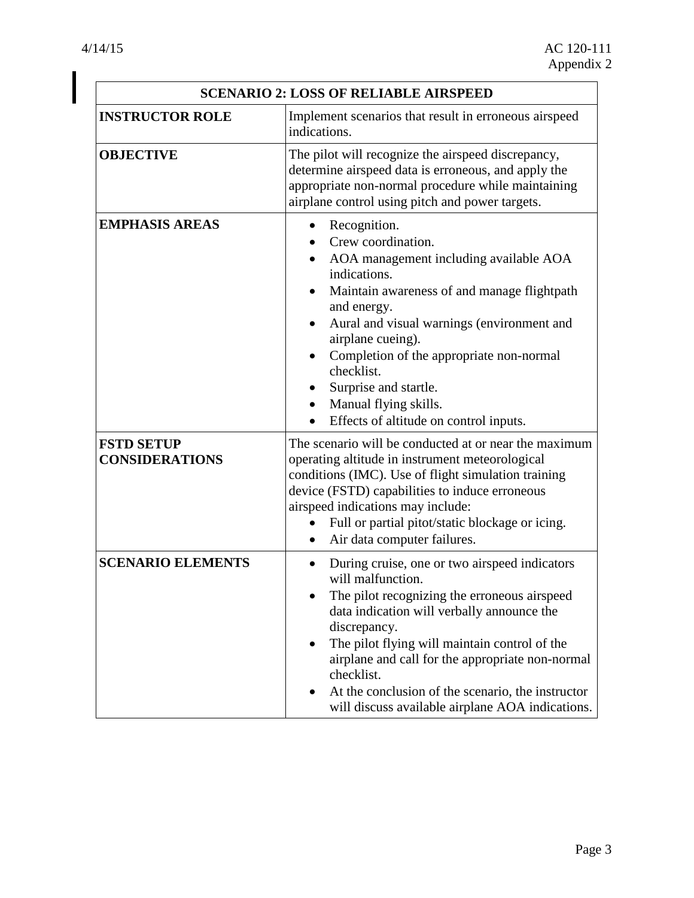| SCENARIO 2: LOSS OF RELIABLE AIRSPEED | |
|---|---|
| **INSTRUCTOR ROLE** | Implement scenarios that result in erroneous airspeed indications. |
| **OBJECTIVE** | The pilot will recognize the airspeed discrepancy, determine airspeed data is erroneous, and apply the appropriate non-normal procedure while maintaining airplane control using pitch and power targets. |
| **EMPHASIS AREAS** | • Recognition.<br>• Crew coordination.<br>• AOA management including available AOA indications.<br>• Maintain awareness of and manage flightpath and energy.<br>• Aural and visual warnings (environment and airplane cueing).<br>• Completion of the appropriate non-normal checklist.<br>• Surprise and startle.<br>• Manual flying skills.<br>• Effects of altitude on control inputs. |
| **FSTD SETUP CONSIDERATIONS** | The scenario will be conducted at or near the maximum operating altitude in instrument meteorological conditions (IMC). Use of flight simulation training device (FSTD) capabilities to induce erroneous airspeed indications may include:<br>• Full or partial pitot/static blockage or icing.<br>• Air data computer failures. |
| **SCENARIO ELEMENTS** | • During cruise, one or two airspeed indicators will malfunction.<br>• The pilot recognizing the erroneous airspeed data indication will verbally announce the discrepancy.<br>• The pilot flying will maintain control of the airplane and call for the appropriate non-normal checklist.<br>• At the conclusion of the scenario, the instructor will discuss available airplane AOA indications. |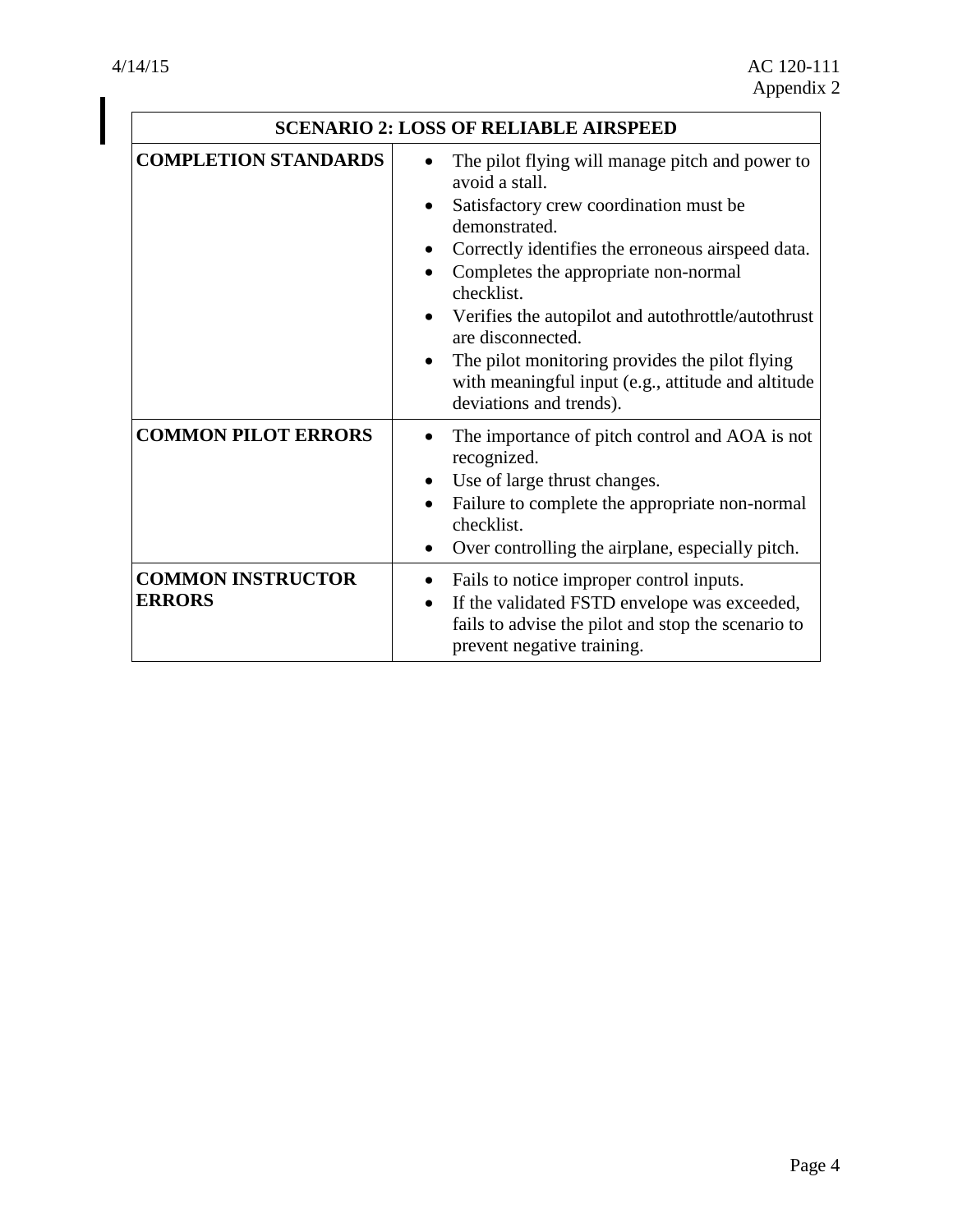| SCENARIO 2: LOSS OF RELIABLE AIRSPEED | |
|---|---|
| **COMPLETION STANDARDS** | • The pilot flying will manage pitch and power to avoid a stall.<br>• Satisfactory crew coordination must be demonstrated.<br>• Correctly identifies the erroneous airspeed data.<br>• Completes the appropriate non-normal checklist.<br>• Verifies the autopilot and autothrottle/autothrust are disconnected.<br>• The pilot monitoring provides the pilot flying with meaningful input (e.g., attitude and altitude deviations and trends). |
| **COMMON PILOT ERRORS** | • The importance of pitch control and AOA is not recognized.<br>• Use of large thrust changes.<br>• Failure to complete the appropriate non-normal checklist.<br>• Over controlling the airplane, especially pitch. |
| **COMMON INSTRUCTOR ERRORS** | • Fails to notice improper control inputs.<br>• If the validated FSTD envelope was exceeded, fails to advise the pilot and stop the scenario to prevent negative training. |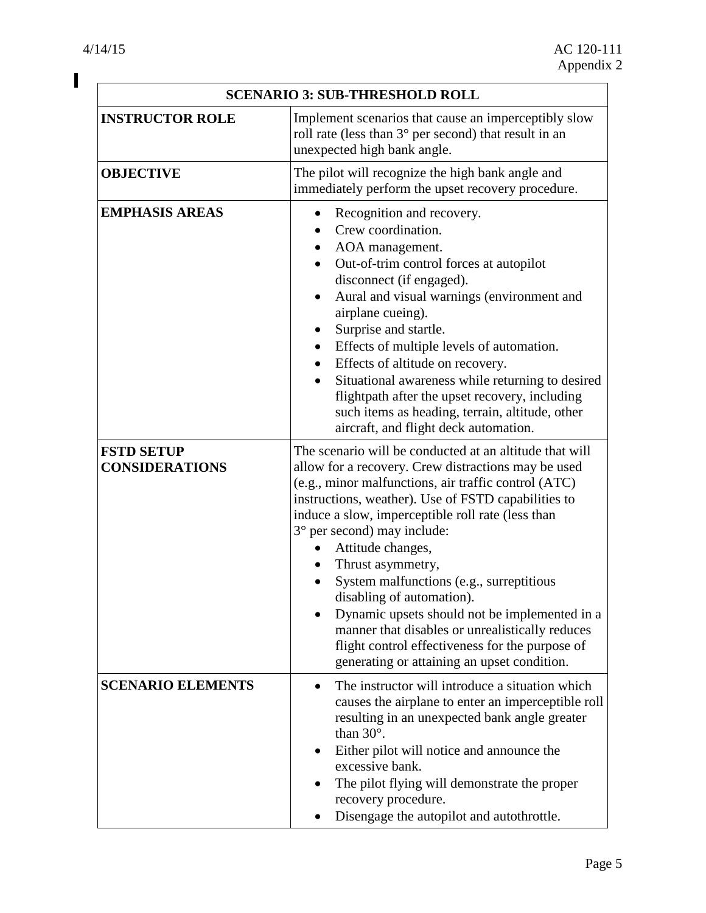| SCENARIO 3: SUB-THRESHOLD ROLL | |
|---|---|
| **INSTRUCTOR ROLE** | Implement scenarios that cause an imperceptibly slow roll rate (less than 3° per second) that result in an unexpected high bank angle. |
| **OBJECTIVE** | The pilot will recognize the high bank angle and immediately perform the upset recovery procedure. |
| **EMPHASIS AREAS** | • Recognition and recovery.<br>• Crew coordination.<br>• AOA management.<br>• Out-of-trim control forces at autopilot disconnect (if engaged).<br>• Aural and visual warnings (environment and airplane cueing).<br>• Surprise and startle.<br>• Effects of multiple levels of automation.<br>• Effects of altitude on recovery.<br>• Situational awareness while returning to desired flightpath after the upset recovery, including such items as heading, terrain, altitude, other aircraft, and flight deck automation. |
| **FSTD SETUP CONSIDERATIONS** | The scenario will be conducted at an altitude that will allow for a recovery. Crew distractions may be used (e.g., minor malfunctions, air traffic control (ATC) instructions, weather). Use of FSTD capabilities to induce a slow, imperceptible roll rate (less than 3° per second) may include:<br>• Attitude changes,<br>• Thrust asymmetry,<br>• System malfunctions (e.g., surreptitious disabling of automation).<br>• Dynamic upsets should not be implemented in a manner that disables or unrealistically reduces flight control effectiveness for the purpose of generating or attaining an upset condition. |
| **SCENARIO ELEMENTS** | • The instructor will introduce a situation which causes the airplane to enter an imperceptible roll resulting in an unexpected bank angle greater than 30°.<br>• Either pilot will notice and announce the excessive bank.<br>• The pilot flying will demonstrate the proper recovery procedure.<br>• Disengage the autopilot and autothrottle. |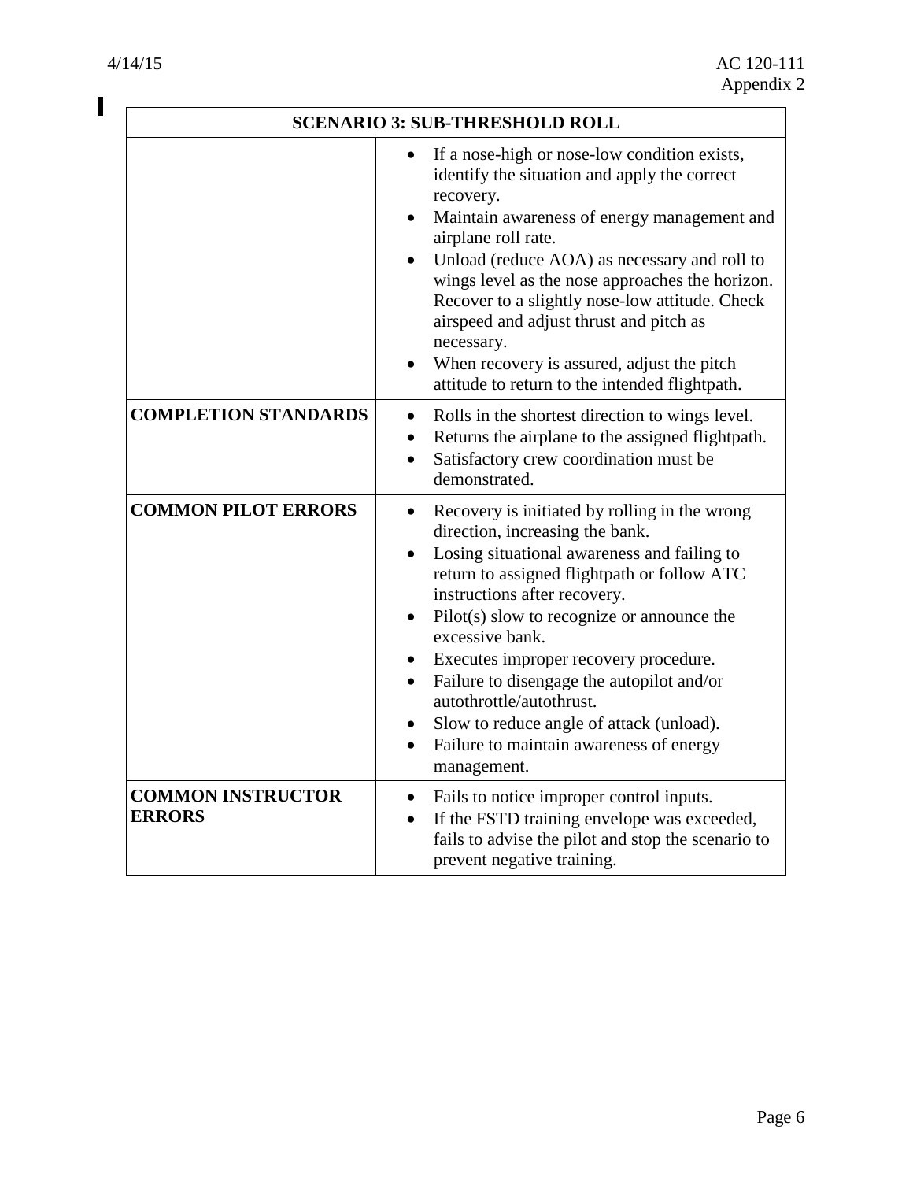| SCENARIO 3: SUB-THRESHOLD ROLL | |
|---|---|
| | • If a nose-high or nose-low condition exists, identify the situation and apply the correct recovery.<br>• Maintain awareness of energy management and airplane roll rate.<br>• Unload (reduce AOA) as necessary and roll to wings level as the nose approaches the horizon. Recover to a slightly nose-low attitude. Check airspeed and adjust thrust and pitch as necessary.<br>• When recovery is assured, adjust the pitch attitude to return to the intended flightpath. |
| **COMPLETION STANDARDS** | • Rolls in the shortest direction to wings level.<br>• Returns the airplane to the assigned flightpath.<br>• Satisfactory crew coordination must be demonstrated. |
| **COMMON PILOT ERRORS** | • Recovery is initiated by rolling in the wrong direction, increasing the bank.<br>• Losing situational awareness and failing to return to assigned flightpath or follow ATC instructions after recovery.<br>• Pilot(s) slow to recognize or announce the excessive bank.<br>• Executes improper recovery procedure.<br>• Failure to disengage the autopilot and/or autothrottle/autothrust.<br>• Slow to reduce angle of attack (unload).<br>• Failure to maintain awareness of energy management. |
| **COMMON INSTRUCTOR ERRORS** | • Fails to notice improper control inputs.<br>• If the FSTD training envelope was exceeded, fails to advise the pilot and stop the scenario to prevent negative training. |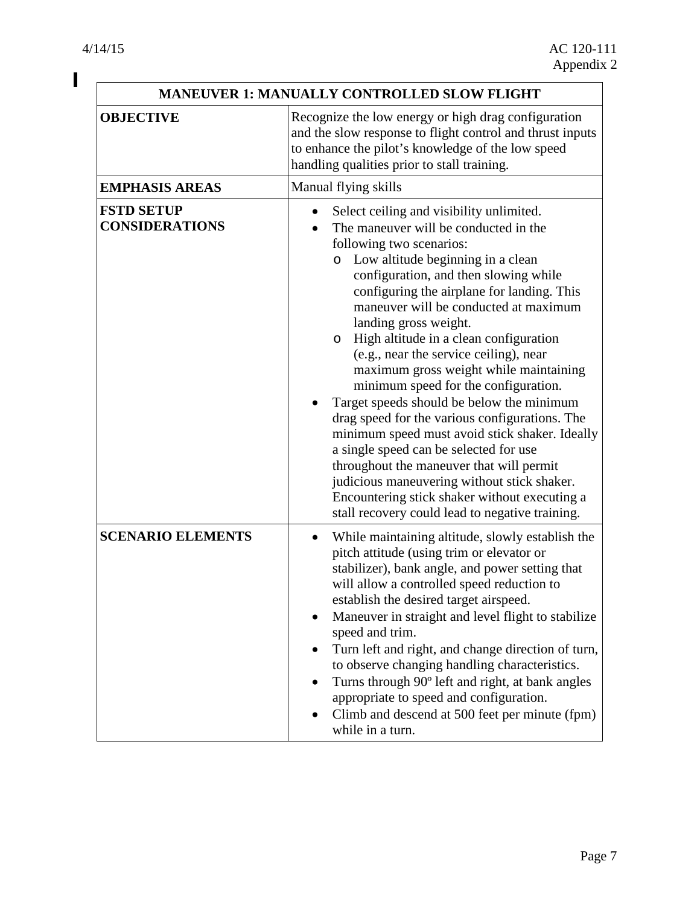| MANEUVER 1: MANUALLY CONTROLLED SLOW FLIGHT | |
|---|---|
| **OBJECTIVE** | Recognize the low energy or high drag configuration and the slow response to flight control and thrust inputs to enhance the pilot's knowledge of the low speed handling qualities prior to stall training. |
| **EMPHASIS AREAS** | Manual flying skills |
| **FSTD SETUP CONSIDERATIONS** | • Select ceiling and visibility unlimited.<br>• The maneuver will be conducted in the following two scenarios:<br>&nbsp;&nbsp;&nbsp;&nbsp;o Low altitude beginning in a clean configuration, and then slowing while configuring the airplane for landing. This maneuver will be conducted at maximum landing gross weight.<br>&nbsp;&nbsp;&nbsp;&nbsp;o High altitude in a clean configuration (e.g., near the service ceiling), near maximum gross weight while maintaining minimum speed for the configuration.<br>• Target speeds should be below the minimum drag speed for the various configurations. The minimum speed must avoid stick shaker. Ideally a single speed can be selected for use throughout the maneuver that will permit judicious maneuvering without stick shaker. Encountering stick shaker without executing a stall recovery could lead to negative training. |
| **SCENARIO ELEMENTS** | • While maintaining altitude, slowly establish the pitch attitude (using trim or elevator or stabilizer), bank angle, and power setting that will allow a controlled speed reduction to establish the desired target airspeed.<br>• Maneuver in straight and level flight to stabilize speed and trim.<br>• Turn left and right, and change direction of turn, to observe changing handling characteristics.<br>• Turns through 90º left and right, at bank angles appropriate to speed and configuration.<br>• Climb and descend at 500 feet per minute (fpm) while in a turn. |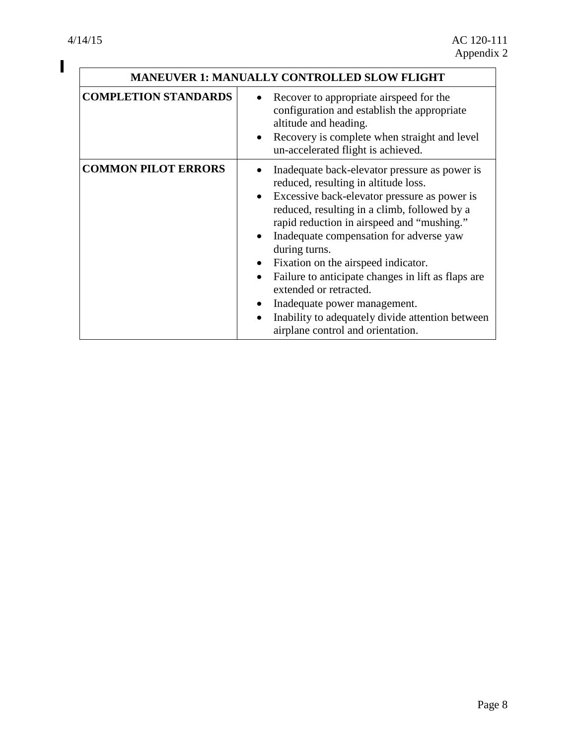| MANEUVER 1: MANUALLY CONTROLLED SLOW FLIGHT | |
|---|---|
| **COMPLETION STANDARDS** | • Recover to appropriate airspeed for the configuration and establish the appropriate altitude and heading.<br>• Recovery is complete when straight and level un-accelerated flight is achieved. |
| **COMMON PILOT ERRORS** | • Inadequate back-elevator pressure as power is reduced, resulting in altitude loss.<br>• Excessive back-elevator pressure as power is reduced, resulting in a climb, followed by a rapid reduction in airspeed and "mushing."<br>• Inadequate compensation for adverse yaw during turns.<br>• Fixation on the airspeed indicator.<br>• Failure to anticipate changes in lift as flaps are extended or retracted.<br>• Inadequate power management.<br>• Inability to adequately divide attention between airplane control and orientation. |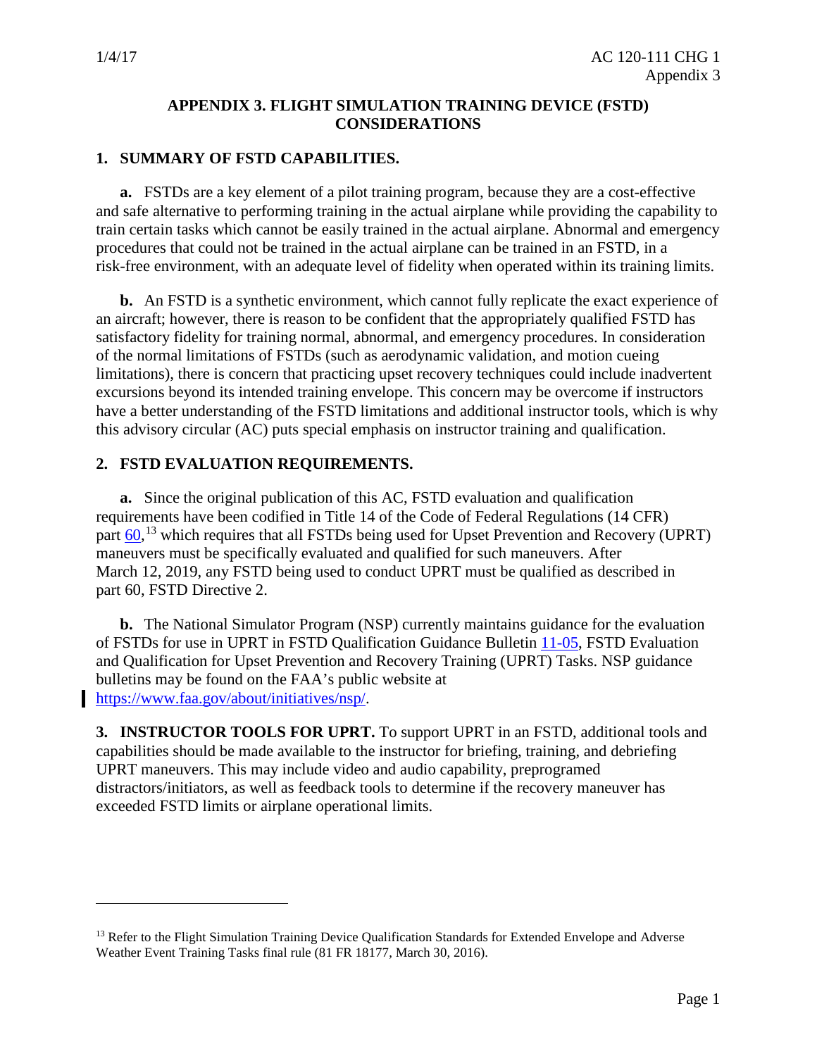# APPENDIX 3. FLIGHT SIMULATION TRAINING DEVICE (FSTD) CONSIDERATIONS

## 1. SUMMARY OF FSTD CAPABILITIES.

**a.** FSTDs are a key element of a pilot training program, because they are a cost-effective and safe alternative to performing training in the actual airplane while providing the capability to train certain tasks which cannot be easily trained in the actual airplane. Abnormal and emergency procedures that could not be trained in the actual airplane can be trained in an FSTD, in a risk-free environment, with an adequate level of fidelity when operated within its training limits.

**b.** An FSTD is a synthetic environment, which cannot fully replicate the exact experience of an aircraft; however, there is reason to be confident that the appropriately qualified FSTD has satisfactory fidelity for training normal, abnormal, and emergency procedures. In consideration of the normal limitations of FSTDs (such as aerodynamic validation, and motion cueing limitations), there is concern that practicing upset recovery techniques could include inadvertent excursions beyond its intended training envelope. This concern may be overcome if instructors have a better understanding of the FSTD limitations and additional instructor tools, which is why this advisory circular (AC) puts special emphasis on instructor training and qualification.

## 2. FSTD EVALUATION REQUIREMENTS.

**a.** Since the original publication of this AC, FSTD evaluation and qualification requirements have been codified in Title 14 of the Code of Federal Regulations (14 CFR) part 60,[13] which requires that all FSTDs being used for Upset Prevention and Recovery (UPRT) maneuvers must be specifically evaluated and qualified for such maneuvers. After March 12, 2019, any FSTD being used to conduct UPRT must be qualified as described in part 60, FSTD Directive 2.

**b.** The National Simulator Program (NSP) currently maintains guidance for the evaluation of FSTDs for use in UPRT in FSTD Qualification Guidance Bulletin 11-05, FSTD Evaluation and Qualification for Upset Prevention and Recovery Training (UPRT) Tasks. NSP guidance bulletins may be found on the FAA's public website at https://www.faa.gov/about/initiatives/nsp/.

**3. INSTRUCTOR TOOLS FOR UPRT.** To support UPRT in an FSTD, additional tools and capabilities should be made available to the instructor for briefing, training, and debriefing UPRT maneuvers. This may include video and audio capability, preprogramed distractors/initiators, as well as feedback tools to determine if the recovery maneuver has exceeded FSTD limits or airplane operational limits.

---

[13] Refer to the Flight Simulation Training Device Qualification Standards for Extended Envelope and Adverse Weather Event Training Tasks final rule (81 FR 18177, March 30, 2016).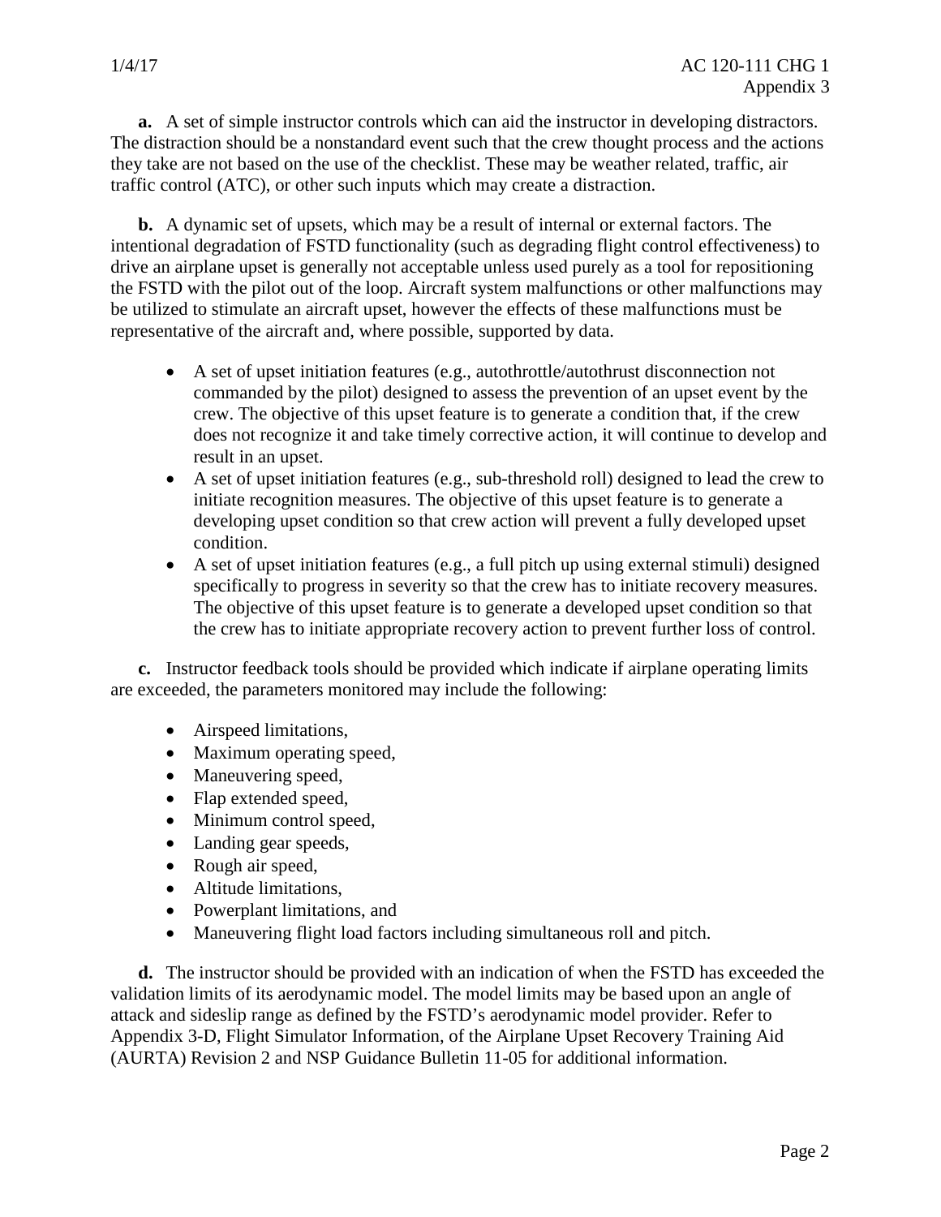**a.** A set of simple instructor controls which can aid the instructor in developing distractors. The distraction should be a nonstandard event such that the crew thought process and the actions they take are not based on the use of the checklist. These may be weather related, traffic, air traffic control (ATC), or other such inputs which may create a distraction.

**b.** A dynamic set of upsets, which may be a result of internal or external factors. The intentional degradation of FSTD functionality (such as degrading flight control effectiveness) to drive an airplane upset is generally not acceptable unless used purely as a tool for repositioning the FSTD with the pilot out of the loop. Aircraft system malfunctions or other malfunctions may be utilized to stimulate an aircraft upset, however the effects of these malfunctions must be representative of the aircraft and, where possible, supported by data.

- A set of upset initiation features (e.g., autothrottle/autothrust disconnection not commanded by the pilot) designed to assess the prevention of an upset event by the crew. The objective of this upset feature is to generate a condition that, if the crew does not recognize it and take timely corrective action, it will continue to develop and result in an upset.
- A set of upset initiation features (e.g., sub-threshold roll) designed to lead the crew to initiate recognition measures. The objective of this upset feature is to generate a developing upset condition so that crew action will prevent a fully developed upset condition.
- A set of upset initiation features (e.g., a full pitch up using external stimuli) designed specifically to progress in severity so that the crew has to initiate recovery measures. The objective of this upset feature is to generate a developed upset condition so that the crew has to initiate appropriate recovery action to prevent further loss of control.

**c.** Instructor feedback tools should be provided which indicate if airplane operating limits are exceeded, the parameters monitored may include the following:

- Airspeed limitations,
- Maximum operating speed,
- Maneuvering speed,
- Flap extended speed,
- Minimum control speed,
- Landing gear speeds,
- Rough air speed,
- Altitude limitations,
- Powerplant limitations, and
- Maneuvering flight load factors including simultaneous roll and pitch.

**d.** The instructor should be provided with an indication of when the FSTD has exceeded the validation limits of its aerodynamic model. The model limits may be based upon an angle of attack and sideslip range as defined by the FSTD's aerodynamic model provider. Refer to Appendix 3-D, Flight Simulator Information, of the Airplane Upset Recovery Training Aid (AURTA) Revision 2 and NSP Guidance Bulletin 11-05 for additional information.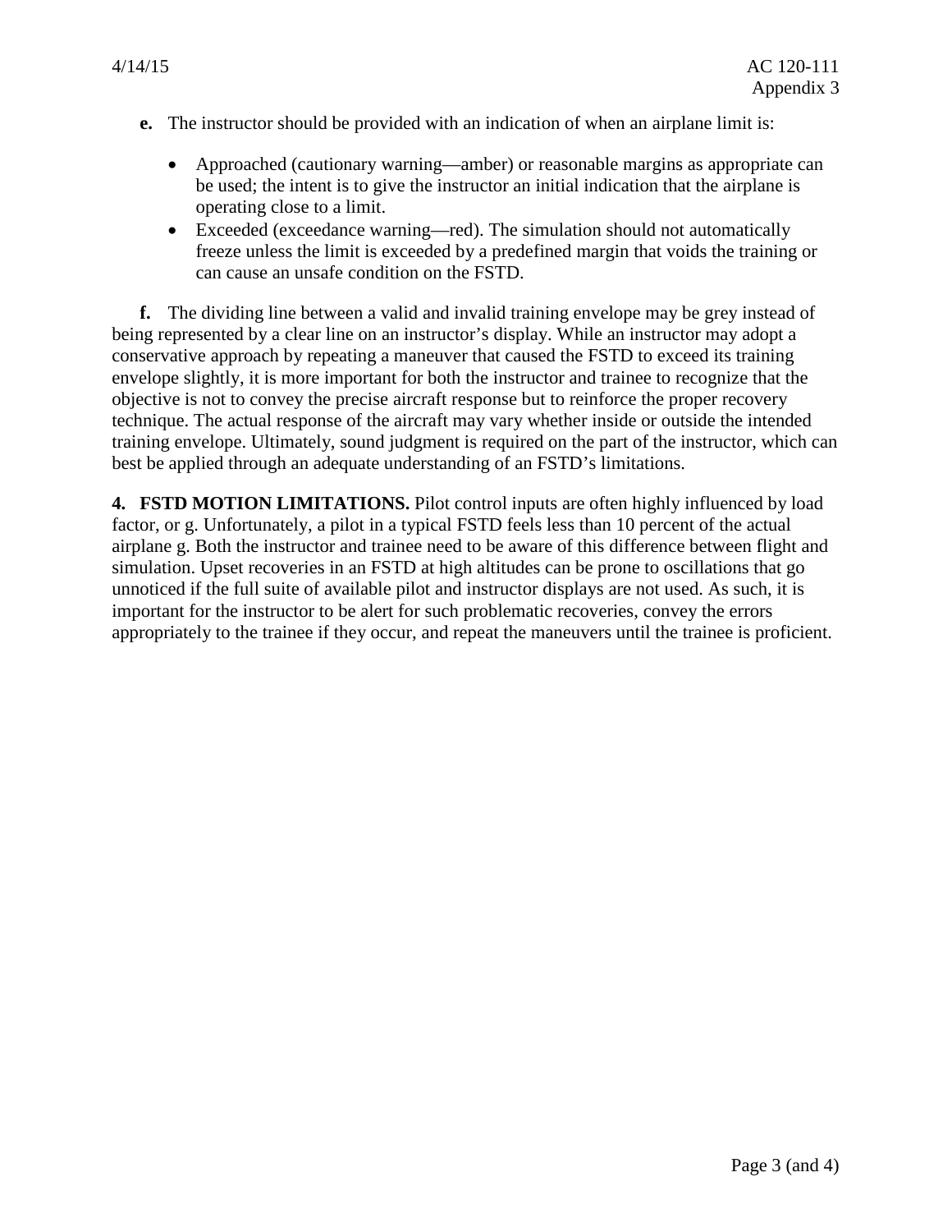**e.** The instructor should be provided with an indication of when an airplane limit is:

- Approached (cautionary warning—amber) or reasonable margins as appropriate can be used; the intent is to give the instructor an initial indication that the airplane is operating close to a limit.
- Exceeded (exceedance warning—red). The simulation should not automatically freeze unless the limit is exceeded by a predefined margin that voids the training or can cause an unsafe condition on the FSTD.

**f.** The dividing line between a valid and invalid training envelope may be grey instead of being represented by a clear line on an instructor's display. While an instructor may adopt a conservative approach by repeating a maneuver that caused the FSTD to exceed its training envelope slightly, it is more important for both the instructor and trainee to recognize that the objective is not to convey the precise aircraft response but to reinforce the proper recovery technique. The actual response of the aircraft may vary whether inside or outside the intended training envelope. Ultimately, sound judgment is required on the part of the instructor, which can best be applied through an adequate understanding of an FSTD's limitations.

**4. FSTD MOTION LIMITATIONS.** Pilot control inputs are often highly influenced by load factor, or g. Unfortunately, a pilot in a typical FSTD feels less than 10 percent of the actual airplane g. Both the instructor and trainee need to be aware of this difference between flight and simulation. Upset recoveries in an FSTD at high altitudes can be prone to oscillations that go unnoticed if the full suite of available pilot and instructor displays are not used. As such, it is important for the instructor to be alert for such problematic recoveries, convey the errors appropriately to the trainee if they occur, and repeat the maneuvers until the trainee is proficient.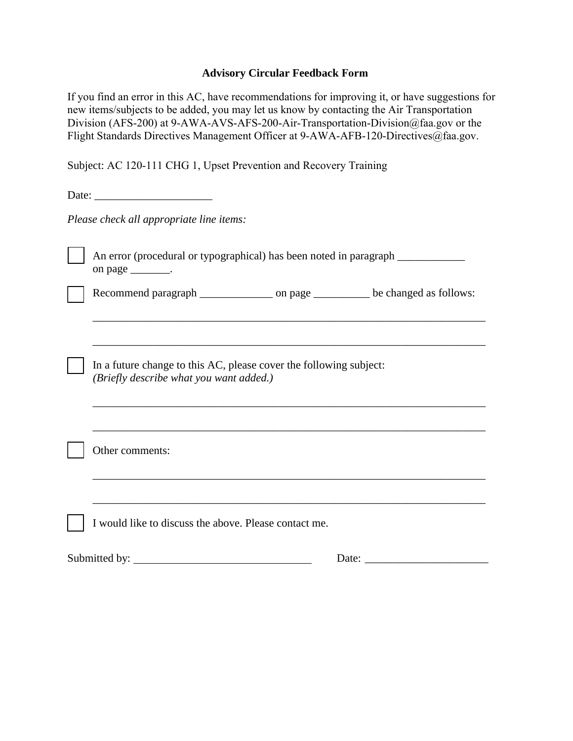## Advisory Circular Feedback Form

If you find an error in this AC, have recommendations for improving it, or have suggestions for new items/subjects to be added, you may let us know by contacting the Air Transportation Division (AFS-200) at 9-AWA-AVS-AFS-200-Air-Transportation-Division@faa.gov or the Flight Standards Directives Management Officer at 9-AWA-AFB-120-Directives@faa.gov.

Subject: AC 120-111 CHG 1, Upset Prevention and Recovery Training

Date: _____________________

*Please check all appropriate line items:*

☐ An error (procedural or typographical) has been noted in paragraph ____________ on page _______.

☐ Recommend paragraph _____________ on page __________ be changed as follows:

________________________________________________________________________

________________________________________________________________________

☐ In a future change to this AC, please cover the following subject:
*(Briefly describe what you want added.)*

________________________________________________________________________

________________________________________________________________________

☐ Other comments:

________________________________________________________________________

________________________________________________________________________

☐ I would like to discuss the above. Please contact me.

Submitted by: ________________________________ Date: ______________________